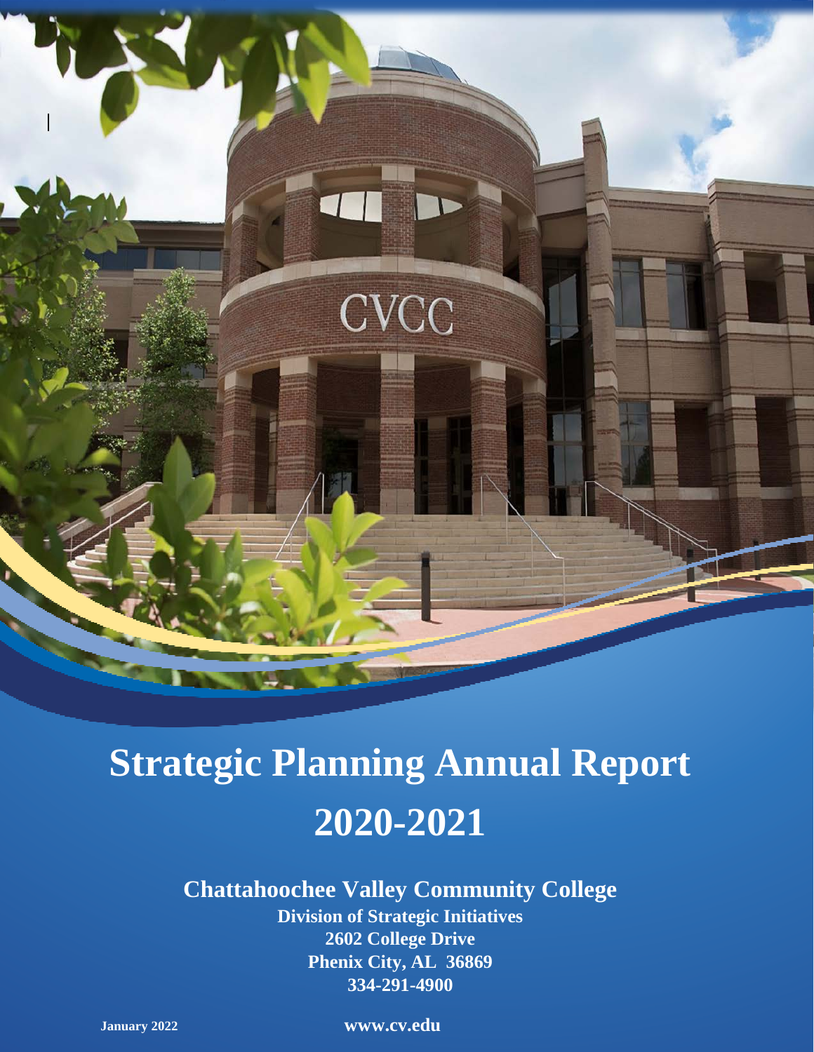# Strategic Planning Annual Report

# 2020-2021

## Chattahoochee Valley Community College

**Division of Strategic Initiatives**

**2602 College Drive**

**Phenix City, AL 36869**

**334-291-4900**

**January 2022**

**www.cv.edu**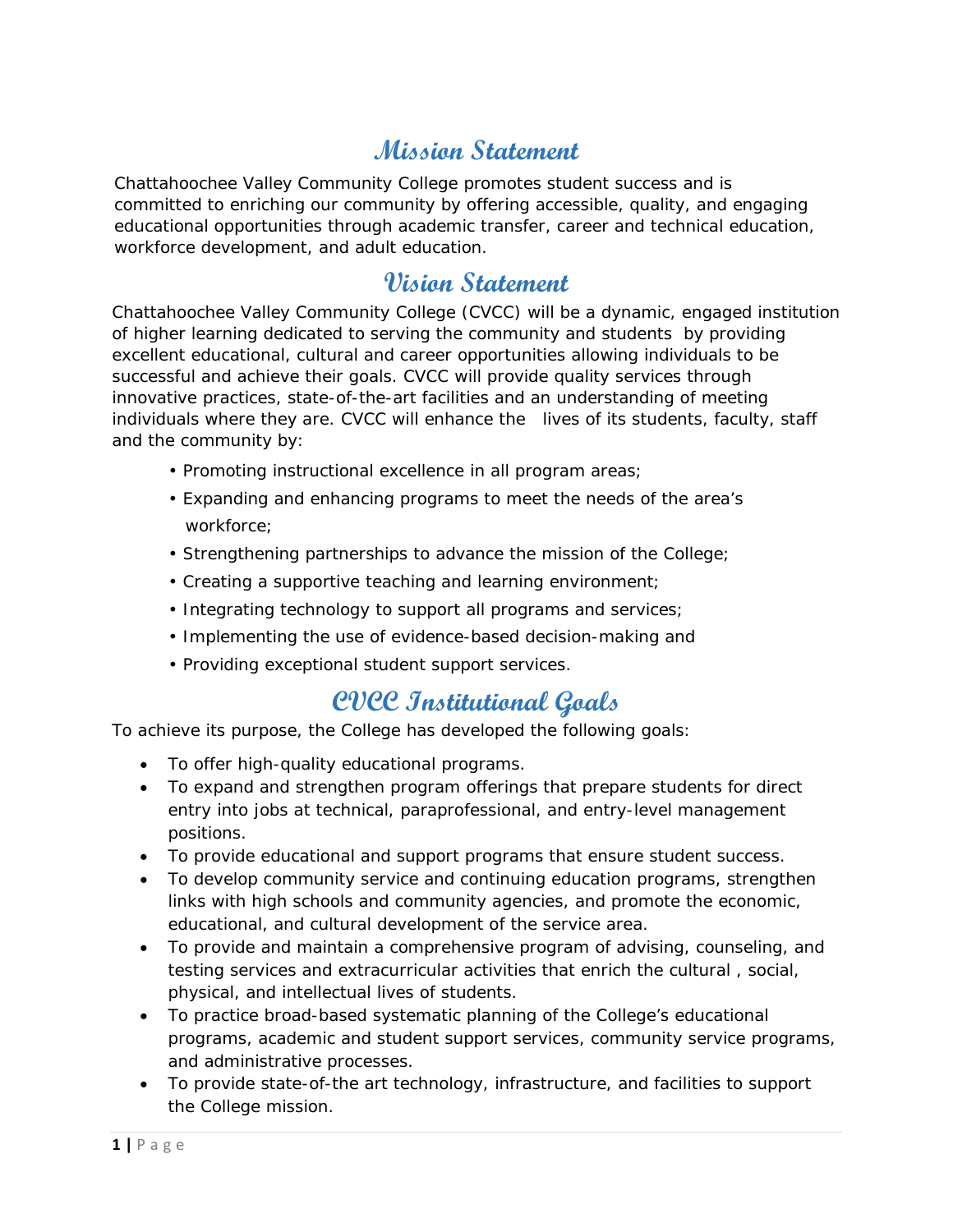# Mission Statement

Chattahoochee Valley Community College promotes student success and is committed to enriching our community by offering accessible, quality, and engaging educational opportunities through academic transfer, career and technical education, workforce development, and adult education.

# Vision Statement

Chattahoochee Valley Community College (CVCC) will be a dynamic, engaged institution of higher learning dedicated to serving the community and students by providing excellent educational, cultural and career opportunities allowing individuals to be successful and achieve their goals. CVCC will provide quality services through innovative practices, state-of-the-art facilities and an understanding of meeting individuals where they are. CVCC will enhance the lives of its students, faculty, staff and the community by:

- Promoting instructional excellence in all program areas;
- Expanding and enhancing programs to meet the needs of the area's workforce;
- Strengthening partnerships to advance the mission of the College;
- Creating a supportive teaching and learning environment;
- Integrating technology to support all programs and services;
- Implementing the use of evidence-based decision-making and
- Providing exceptional student support services.

# CVCC Institutional Goals

To achieve its purpose, the College has developed the following goals:

- To offer high-quality educational programs.
- To expand and strengthen program offerings that prepare students for direct entry into jobs at technical, paraprofessional, and entry-level management positions.
- To provide educational and support programs that ensure student success.
- To develop community service and continuing education programs, strengthen links with high schools and community agencies, and promote the economic, educational, and cultural development of the service area.
- To provide and maintain a comprehensive program of advising, counseling, and testing services and extracurricular activities that enrich the cultural , social, physical, and intellectual lives of students.
- To practice broad-based systematic planning of the College's educational programs, academic and student support services, community service programs, and administrative processes.
- To provide state-of-the art technology, infrastructure, and facilities to support the College mission.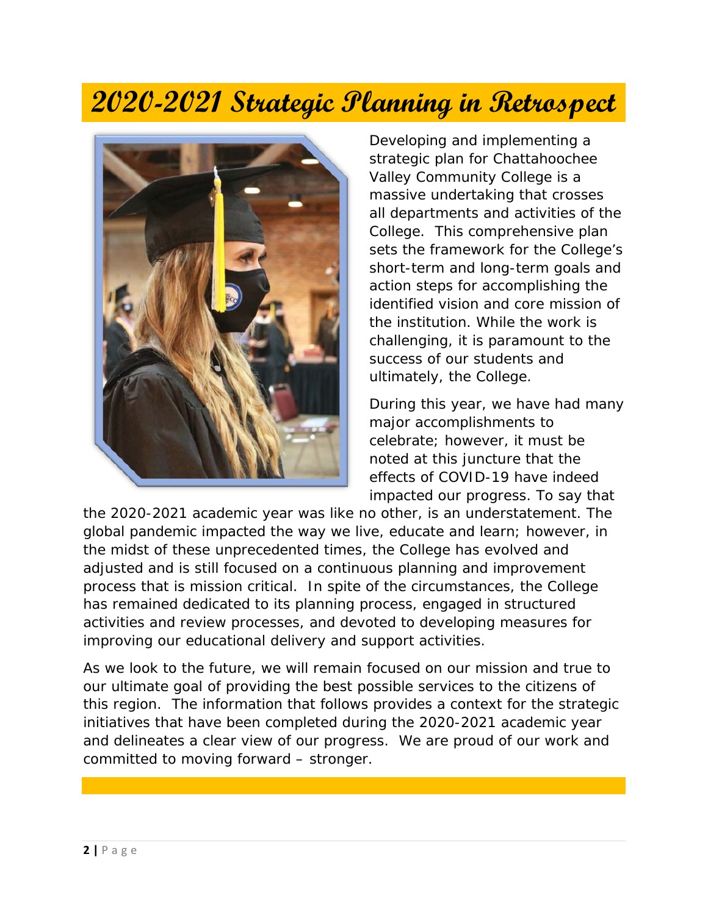# 2020-2021 Strategic Planning in Retrospect

Developing and implementing a strategic plan for Chattahoochee Valley Community College is a massive undertaking that crosses all departments and activities of the College. This comprehensive plan sets the framework for the College's short-term and long-term goals and action steps for accomplishing the identified vision and core mission of the institution. While the work is challenging, it is paramount to the success of our students and ultimately, the College.

During this year, we have had many major accomplishments to celebrate; however, it must be noted at this juncture that the effects of COVID-19 have indeed impacted our progress. To say that the 2020-2021 academic year was like no other, is an understatement. The global pandemic impacted the way we live, educate and learn; however, in the midst of these unprecedented times, the College has evolved and adjusted and is still focused on a continuous planning and improvement process that is mission critical. In spite of the circumstances, the College has remained dedicated to its planning process, engaged in structured activities and review processes, and devoted to developing measures for improving our educational delivery and support activities.

As we look to the future, we will remain focused on our mission and true to our ultimate goal of providing the best possible services to the citizens of this region. The information that follows provides a context for the strategic initiatives that have been completed during the 2020-2021 academic year and delineates a clear view of our progress. We are proud of our work and committed to moving forward – stronger.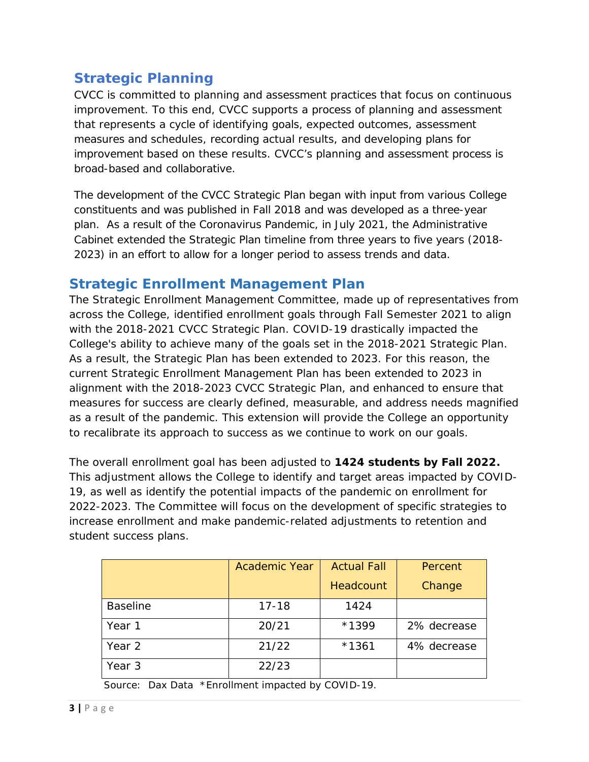## Strategic Planning

CVCC is committed to planning and assessment practices that focus on continuous improvement. To this end, CVCC supports a process of planning and assessment that represents a cycle of identifying goals, expected outcomes, assessment measures and schedules, recording actual results, and developing plans for improvement based on these results. CVCC's planning and assessment process is broad-based and collaborative.

The development of the CVCC Strategic Plan began with input from various College constituents and was published in Fall 2018 and was developed as a three-year plan. As a result of the Coronavirus Pandemic, in July 2021, the Administrative Cabinet extended the Strategic Plan timeline from three years to five years (2018-2023) in an effort to allow for a longer period to assess trends and data.

## Strategic Enrollment Management Plan

The Strategic Enrollment Management Committee, made up of representatives from across the College, identified enrollment goals through Fall Semester 2021 to align with the 2018-2021 CVCC Strategic Plan. COVID-19 drastically impacted the College's ability to achieve many of the goals set in the 2018-2021 Strategic Plan. As a result, the Strategic Plan has been extended to 2023. For this reason, the current Strategic Enrollment Management Plan has been extended to 2023 in alignment with the 2018-2023 CVCC Strategic Plan, and enhanced to ensure that measures for success are clearly defined, measurable, and address needs magnified as a result of the pandemic. This extension will provide the College an opportunity to recalibrate its approach to success as we continue to work on our goals.

The overall enrollment goal has been adjusted to **1424 students by Fall 2022.** This adjustment allows the College to identify and target areas impacted by COVID-19, as well as identify the potential impacts of the pandemic on enrollment for 2022-2023. The Committee will focus on the development of specific strategies to increase enrollment and make pandemic-related adjustments to retention and student success plans.

| | Academic Year | Actual Fall Headcount | Percent Change |
|---|---|---|---|
| Baseline | 17-18 | 1424 | |
| Year 1 | 20/21 | *1399 | 2% decrease |
| Year 2 | 21/22 | *1361 | 4% decrease |
| Year 3 | 22/23 | | |

Source: Dax Data *Enrollment impacted by COVID-19.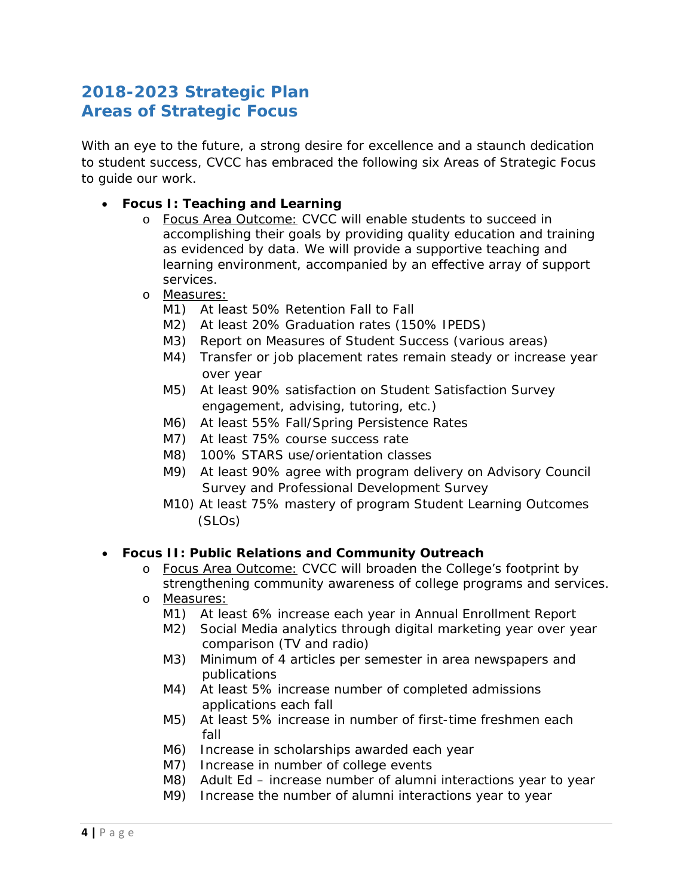# 2018-2023 Strategic Plan
# Areas of Strategic Focus

With an eye to the future, a strong desire for excellence and a staunch dedication to student success, CVCC has embraced the following six Areas of Strategic Focus to guide our work.

- **Focus I: Teaching and Learning**
  - Focus Area Outcome: CVCC will enable students to succeed in accomplishing their goals by providing quality education and training as evidenced by data. We will provide a supportive teaching and learning environment, accompanied by an effective array of support services.
  - Measures:
    - M1) At least 50% Retention Fall to Fall
    - M2) At least 20% Graduation rates (150% IPEDS)
    - M3) Report on Measures of Student Success (various areas)
    - M4) Transfer or job placement rates remain steady or increase year over year
    - M5) At least 90% satisfaction on Student Satisfaction Survey engagement, advising, tutoring, etc.)
    - M6) At least 55% Fall/Spring Persistence Rates
    - M7) At least 75% course success rate
    - M8) 100% STARS use/orientation classes
    - M9) At least 90% agree with program delivery on Advisory Council Survey and Professional Development Survey
    - M10) At least 75% mastery of program Student Learning Outcomes (SLOs)

- **Focus II: Public Relations and Community Outreach**
  - Focus Area Outcome: CVCC will broaden the College's footprint by strengthening community awareness of college programs and services.
  - Measures:
    - M1) At least 6% increase each year in Annual Enrollment Report
    - M2) Social Media analytics through digital marketing year over year comparison (TV and radio)
    - M3) Minimum of 4 articles per semester in area newspapers and publications
    - M4) At least 5% increase number of completed admissions applications each fall
    - M5) At least 5% increase in number of first-time freshmen each fall
    - M6) Increase in scholarships awarded each year
    - M7) Increase in number of college events
    - M8) Adult Ed – increase number of alumni interactions year to year
    - M9) Increase the number of alumni interactions year to year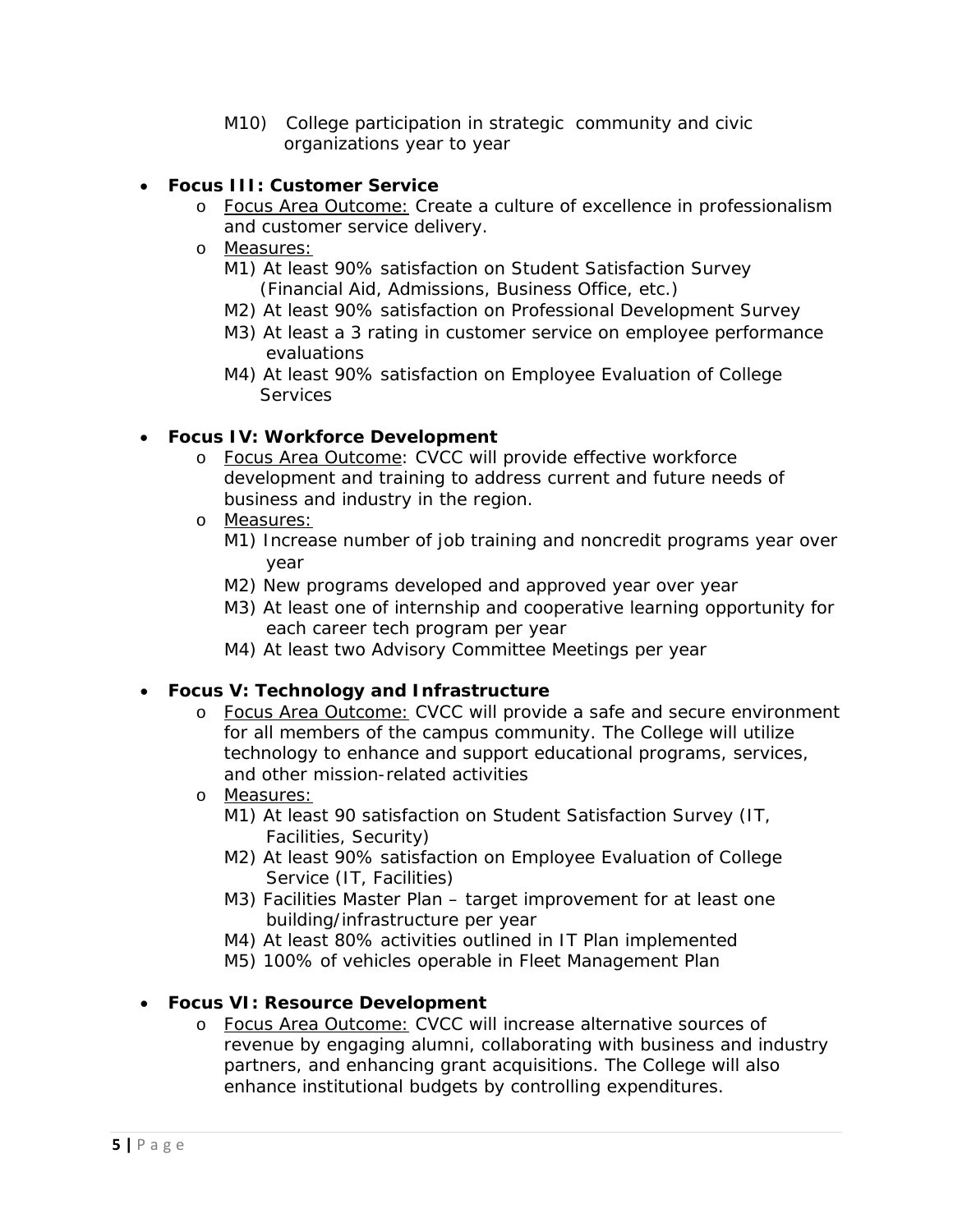M10) College participation in strategic community and civic organizations year to year

- **Focus III: Customer Service**
  - Focus Area Outcome: Create a culture of excellence in professionalism and customer service delivery.
  - Measures:
    - M1) At least 90% satisfaction on Student Satisfaction Survey (Financial Aid, Admissions, Business Office, etc.)
    - M2) At least 90% satisfaction on Professional Development Survey
    - M3) At least a 3 rating in customer service on employee performance evaluations
    - M4) At least 90% satisfaction on Employee Evaluation of College Services

- **Focus IV: Workforce Development**
  - Focus Area Outcome: CVCC will provide effective workforce development and training to address current and future needs of business and industry in the region.
  - Measures:
    - M1) Increase number of job training and noncredit programs year over year
    - M2) New programs developed and approved year over year
    - M3) At least one of internship and cooperative learning opportunity for each career tech program per year
    - M4) At least two Advisory Committee Meetings per year

- **Focus V: Technology and Infrastructure**
  - Focus Area Outcome: CVCC will provide a safe and secure environment for all members of the campus community. The College will utilize technology to enhance and support educational programs, services, and other mission-related activities
  - Measures:
    - M1) At least 90 satisfaction on Student Satisfaction Survey (IT, Facilities, Security)
    - M2) At least 90% satisfaction on Employee Evaluation of College Service (IT, Facilities)
    - M3) Facilities Master Plan – target improvement for at least one building/infrastructure per year
    - M4) At least 80% activities outlined in IT Plan implemented
    - M5) 100% of vehicles operable in Fleet Management Plan

- **Focus VI: Resource Development**
  - Focus Area Outcome: CVCC will increase alternative sources of revenue by engaging alumni, collaborating with business and industry partners, and enhancing grant acquisitions. The College will also enhance institutional budgets by controlling expenditures.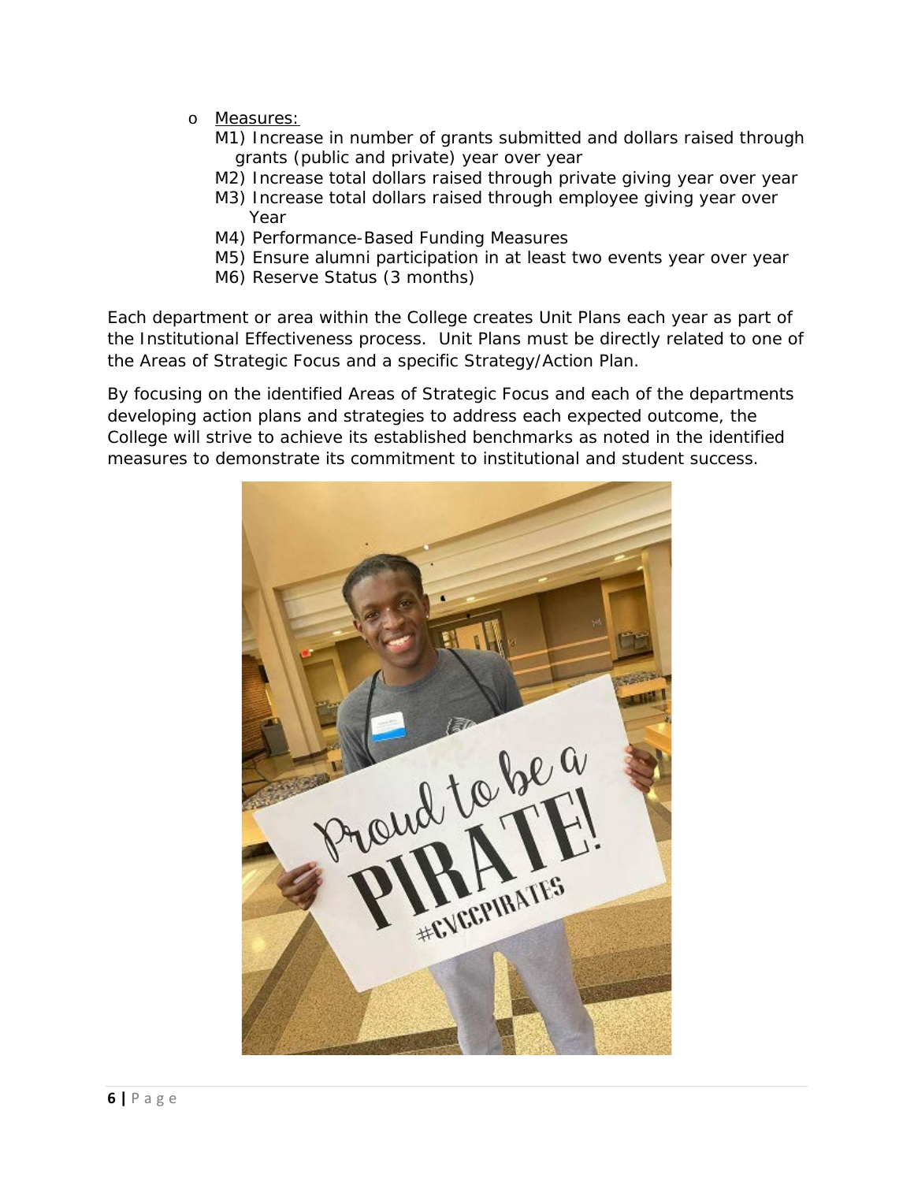- Measures:
  - M1) Increase in number of grants submitted and dollars raised through grants (public and private) year over year
  - M2) Increase total dollars raised through private giving year over year
  - M3) Increase total dollars raised through employee giving year over Year
  - M4) Performance-Based Funding Measures
  - M5) Ensure alumni participation in at least two events year over year
  - M6) Reserve Status (3 months)

Each department or area within the College creates Unit Plans each year as part of the Institutional Effectiveness process. Unit Plans must be directly related to one of the Areas of Strategic Focus and a specific Strategy/Action Plan.

By focusing on the identified Areas of Strategic Focus and each of the departments developing action plans and strategies to address each expected outcome, the College will strive to achieve its established benchmarks as noted in the identified measures to demonstrate its commitment to institutional and student success.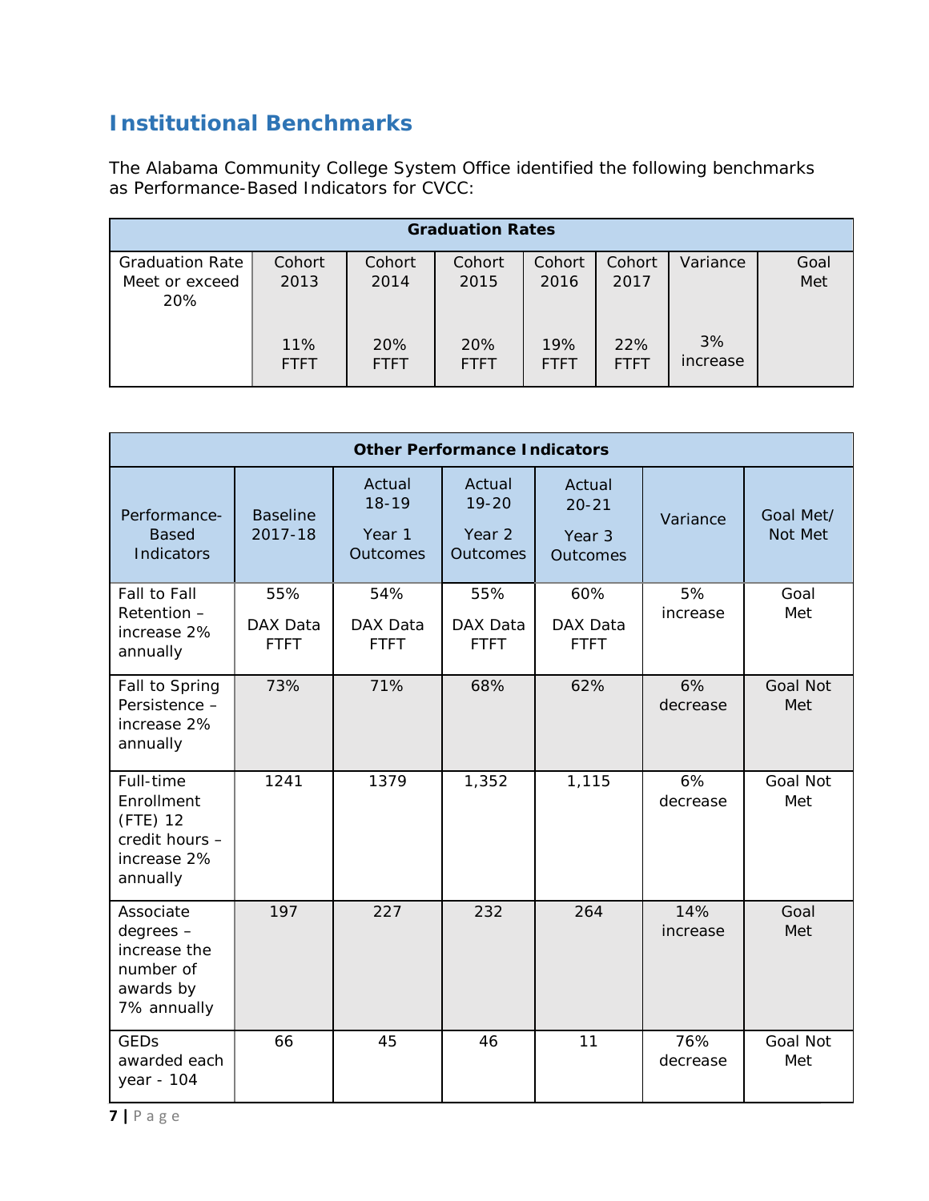## Institutional Benchmarks

The Alabama Community College System Office identified the following benchmarks as Performance-Based Indicators for CVCC:

| Graduation Rates | | | | | | | |
|---|---|---|---|---|---|---|---|
| Graduation Rate Meet or exceed 20% | Cohort 2013 | Cohort 2014 | Cohort 2015 | Cohort 2016 | Cohort 2017 | Variance | Goal Met |
| | 11% FTFT | 20% FTFT | 20% FTFT | 19% FTFT | 22% FTFT | 3% increase | |

| Other Performance Indicators | | | | | | |
|---|---|---|---|---|---|---|
| Performance-Based Indicators | Baseline 2017-18 | Actual 18-19 Year 1 Outcomes | Actual 19-20 Year 2 Outcomes | Actual 20-21 Year 3 Outcomes | Variance | Goal Met/ Not Met |
| Fall to Fall Retention – increase 2% annually | 55% DAX Data FTFT | 54% DAX Data FTFT | 55% DAX Data FTFT | 60% DAX Data FTFT | 5% increase | Goal Met |
| Fall to Spring Persistence – increase 2% annually | 73% | 71% | 68% | 62% | 6% decrease | Goal Not Met |
| Full-time Enrollment (FTE) 12 credit hours – increase 2% annually | 1241 | 1379 | 1,352 | 1,115 | 6% decrease | Goal Not Met |
| Associate degrees – increase the number of awards by 7% annually | 197 | 227 | 232 | 264 | 14% increase | Goal Met |
| GEDs awarded each year - 104 | 66 | 45 | 46 | 11 | 76% decrease | Goal Not Met |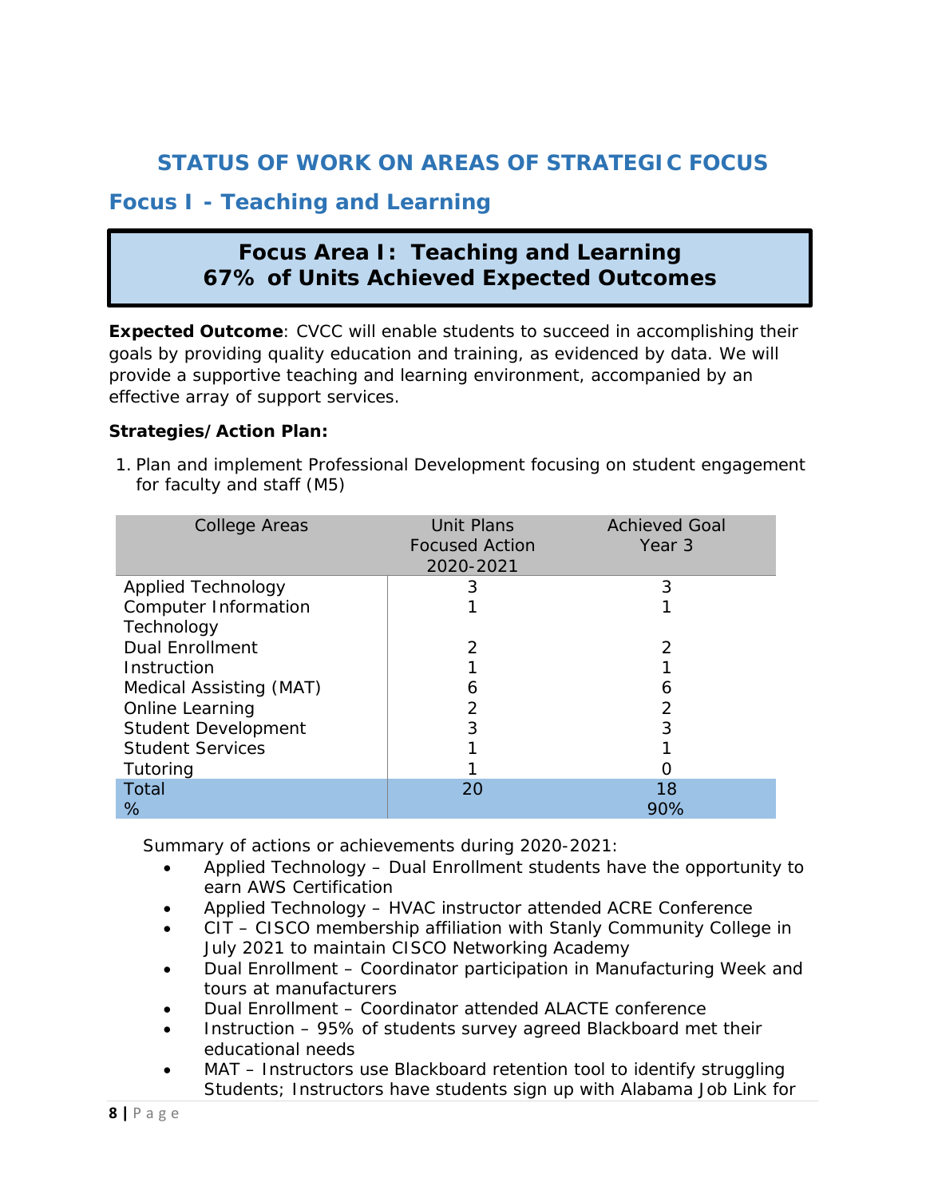# STATUS OF WORK ON AREAS OF STRATEGIC FOCUS

## Focus I - Teaching and Learning

**Focus Area I: Teaching and Learning**
**67% of Units Achieved Expected Outcomes**

**Expected Outcome**: CVCC will enable students to succeed in accomplishing their goals by providing quality education and training, as evidenced by data. We will provide a supportive teaching and learning environment, accompanied by an effective array of support services.

**Strategies/Action Plan:**

1. Plan and implement Professional Development focusing on student engagement for faculty and staff (M5)

| College Areas | Unit Plans Focused Action 2020-2021 | Achieved Goal Year 3 |
|---|---|---|
| Applied Technology | 3 | 3 |
| Computer Information Technology | 1 | 1 |
| Dual Enrollment | 2 | 2 |
| Instruction | 1 | 1 |
| Medical Assisting (MAT) | 6 | 6 |
| Online Learning | 2 | 2 |
| Student Development | 3 | 3 |
| Student Services | 1 | 1 |
| Tutoring | 1 | 0 |
| Total | 20 | 18 |
| % | | 90% |

Summary of actions or achievements during 2020-2021:

- Applied Technology – Dual Enrollment students have the opportunity to earn AWS Certification
- Applied Technology – HVAC instructor attended ACRE Conference
- CIT – CISCO membership affiliation with Stanly Community College in July 2021 to maintain CISCO Networking Academy
- Dual Enrollment – Coordinator participation in Manufacturing Week and tours at manufacturers
- Dual Enrollment – Coordinator attended ALACTE conference
- Instruction – 95% of students survey agreed Blackboard met their educational needs
- MAT – Instructors use Blackboard retention tool to identify struggling Students; Instructors have students sign up with Alabama Job Link for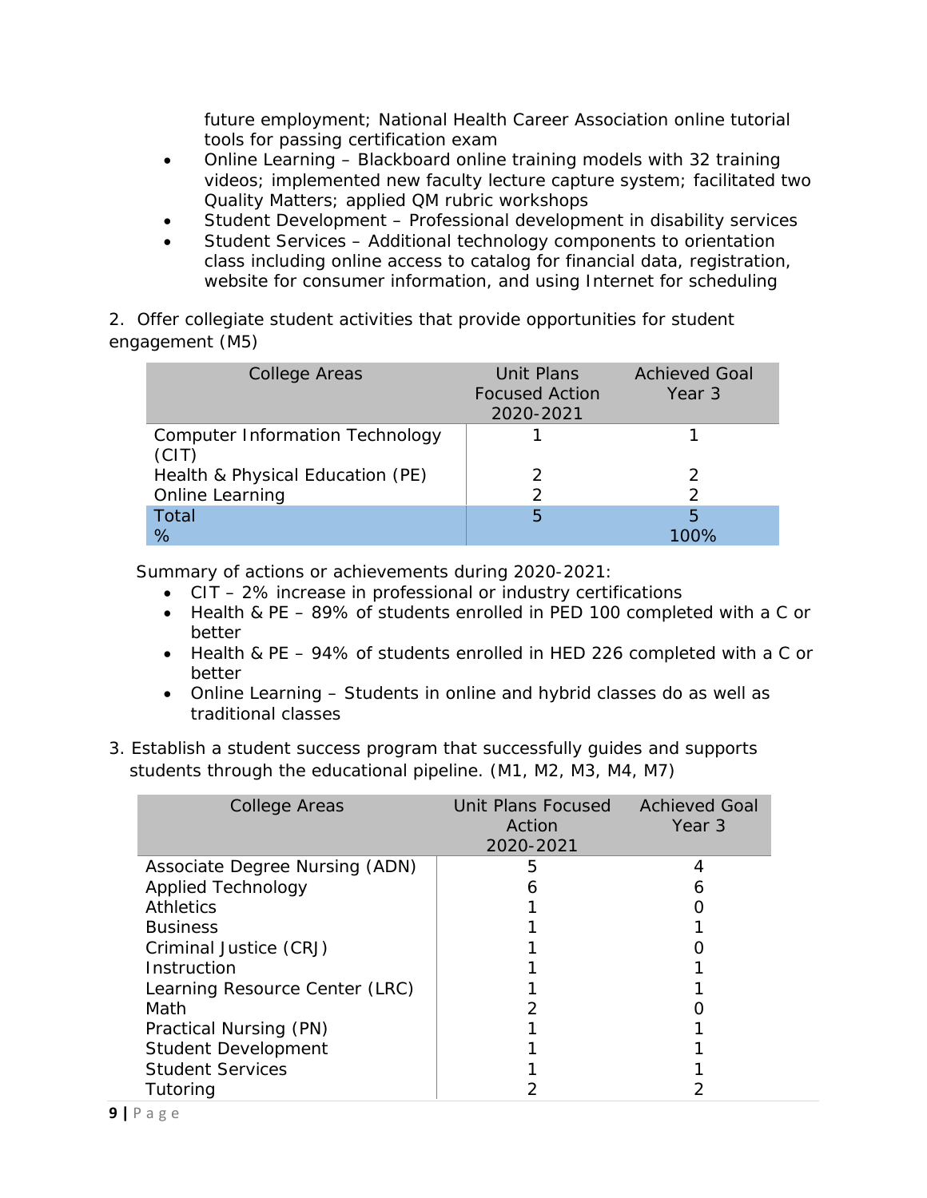future employment; National Health Career Association online tutorial tools for passing certification exam

- Online Learning – Blackboard online training models with 32 training videos; implemented new faculty lecture capture system; facilitated two Quality Matters; applied QM rubric workshops
- Student Development – Professional development in disability services
- Student Services – Additional technology components to orientation class including online access to catalog for financial data, registration, website for consumer information, and using Internet for scheduling

2. Offer collegiate student activities that provide opportunities for student engagement (M5)

| College Areas | Unit Plans Focused Action 2020-2021 | Achieved Goal Year 3 |
|---|---|---|
| Computer Information Technology (CIT) | 1 | 1 |
| Health & Physical Education (PE) | 2 | 2 |
| Online Learning | 2 | 2 |
| Total | 5 | 5 |
| % | | 100% |

Summary of actions or achievements during 2020-2021:

- CIT – 2% increase in professional or industry certifications
- Health & PE – 89% of students enrolled in PED 100 completed with a C or better
- Health & PE – 94% of students enrolled in HED 226 completed with a C or better
- Online Learning – Students in online and hybrid classes do as well as traditional classes

3. Establish a student success program that successfully guides and supports students through the educational pipeline. (M1, M2, M3, M4, M7)

| College Areas | Unit Plans Focused Action 2020-2021 | Achieved Goal Year 3 |
|---|---|---|
| Associate Degree Nursing (ADN) | 5 | 4 |
| Applied Technology | 6 | 6 |
| Athletics | 1 | 0 |
| Business | 1 | 1 |
| Criminal Justice (CRJ) | 1 | 0 |
| Instruction | 1 | 1 |
| Learning Resource Center (LRC) | 1 | 1 |
| Math | 2 | 0 |
| Practical Nursing (PN) | 1 | 1 |
| Student Development | 1 | 1 |
| Student Services | 1 | 1 |
| Tutoring | 2 | 2 |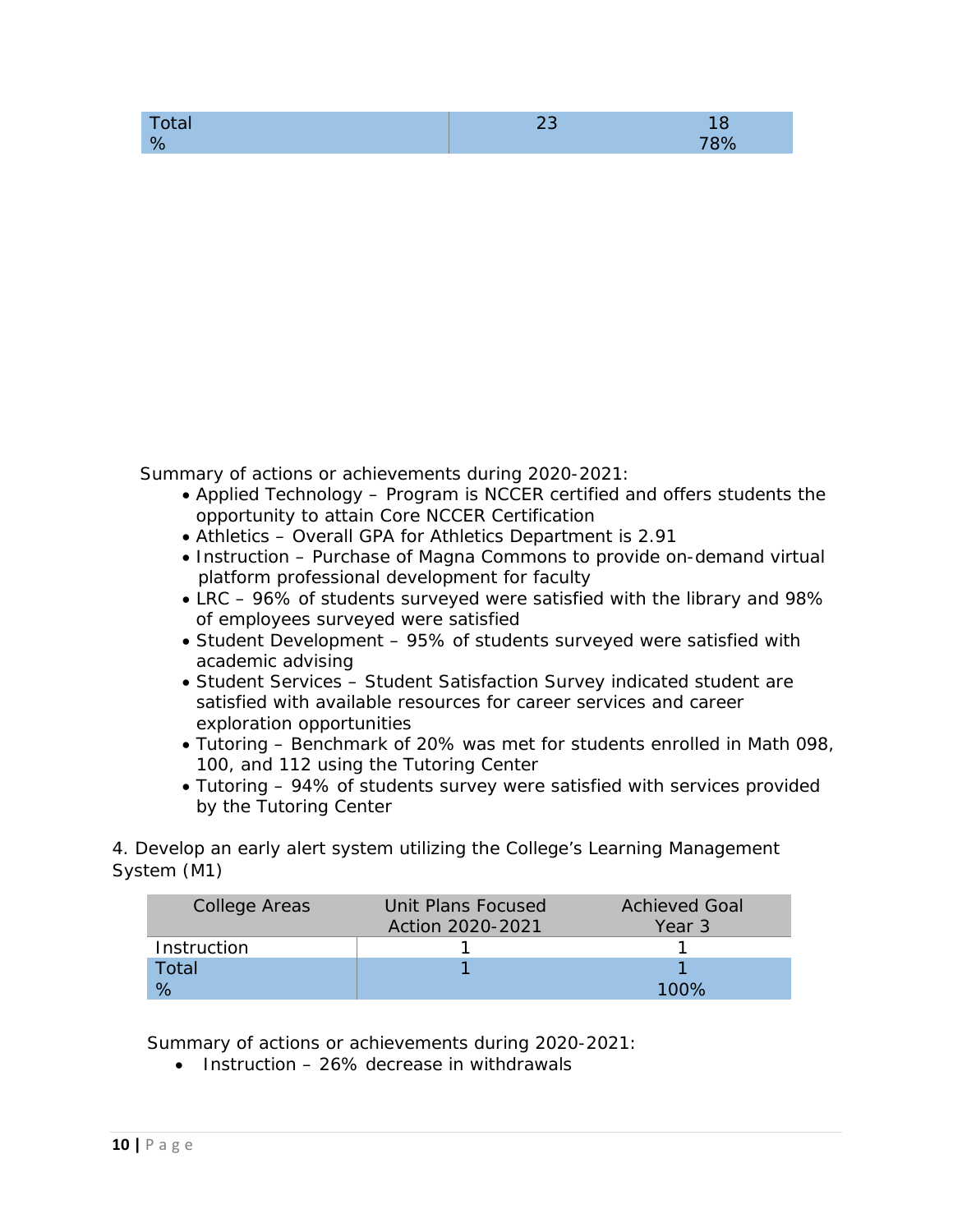| Total | 23 | 18 |
|---|---|---|
| % | | 78% |

Summary of actions or achievements during 2020-2021:

- Applied Technology – Program is NCCER certified and offers students the opportunity to attain Core NCCER Certification
- Athletics – Overall GPA for Athletics Department is 2.91
- Instruction – Purchase of Magna Commons to provide on-demand virtual platform professional development for faculty
- LRC – 96% of students surveyed were satisfied with the library and 98% of employees surveyed were satisfied
- Student Development – 95% of students surveyed were satisfied with academic advising
- Student Services – Student Satisfaction Survey indicated student are satisfied with available resources for career services and career exploration opportunities
- Tutoring – Benchmark of 20% was met for students enrolled in Math 098, 100, and 112 using the Tutoring Center
- Tutoring – 94% of students survey were satisfied with services provided by the Tutoring Center

4. Develop an early alert system utilizing the College's Learning Management System (M1)

| College Areas | Unit Plans Focused Action 2020-2021 | Achieved Goal Year 3 |
|---|---|---|
| Instruction | 1 | 1 |
| Total | 1 | 1 |
| % | | 100% |

Summary of actions or achievements during 2020-2021:

- Instruction – 26% decrease in withdrawals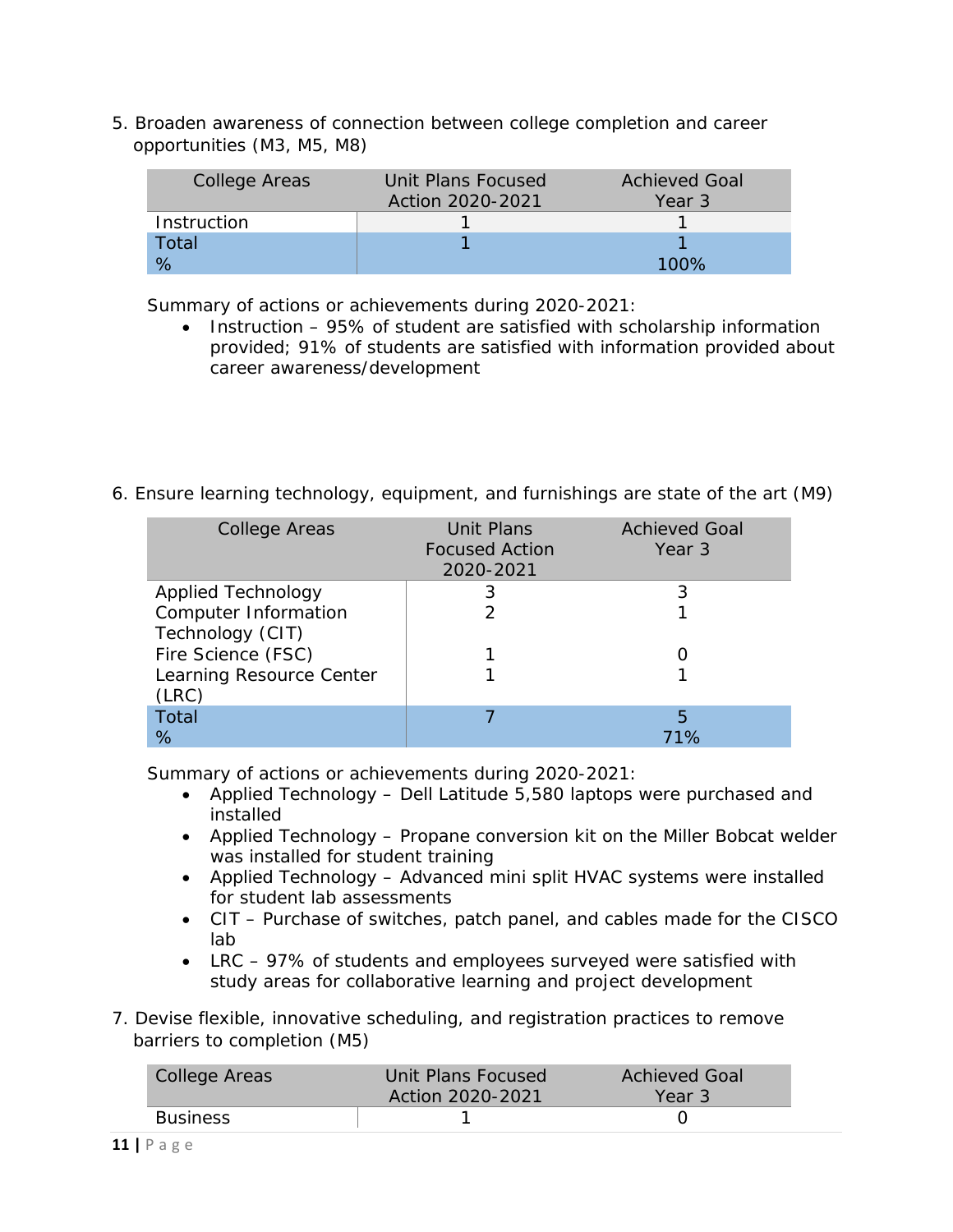5. Broaden awareness of connection between college completion and career opportunities (M3, M5, M8)

| College Areas | Unit Plans Focused Action 2020-2021 | Achieved Goal Year 3 |
|---|---|---|
| Instruction | 1 | 1 |
| Total | 1 | 1 |
| % | | 100% |

Summary of actions or achievements during 2020-2021:

- Instruction – 95% of student are satisfied with scholarship information provided; 91% of students are satisfied with information provided about career awareness/development

6. Ensure learning technology, equipment, and furnishings are state of the art (M9)

| College Areas | Unit Plans Focused Action 2020-2021 | Achieved Goal Year 3 |
|---|---|---|
| Applied Technology | 3 | 3 |
| Computer Information Technology (CIT) | 2 | 1 |
| Fire Science (FSC) | 1 | 0 |
| Learning Resource Center (LRC) | 1 | 1 |
| Total | 7 | 5 |
| % | | 71% |

Summary of actions or achievements during 2020-2021:

- Applied Technology – Dell Latitude 5,580 laptops were purchased and installed
- Applied Technology – Propane conversion kit on the Miller Bobcat welder was installed for student training
- Applied Technology – Advanced mini split HVAC systems were installed for student lab assessments
- CIT – Purchase of switches, patch panel, and cables made for the CISCO lab
- LRC – 97% of students and employees surveyed were satisfied with study areas for collaborative learning and project development

7. Devise flexible, innovative scheduling, and registration practices to remove barriers to completion (M5)

| College Areas | Unit Plans Focused Action 2020-2021 | Achieved Goal Year 3 |
|---|---|---|
| Business | 1 | 0 |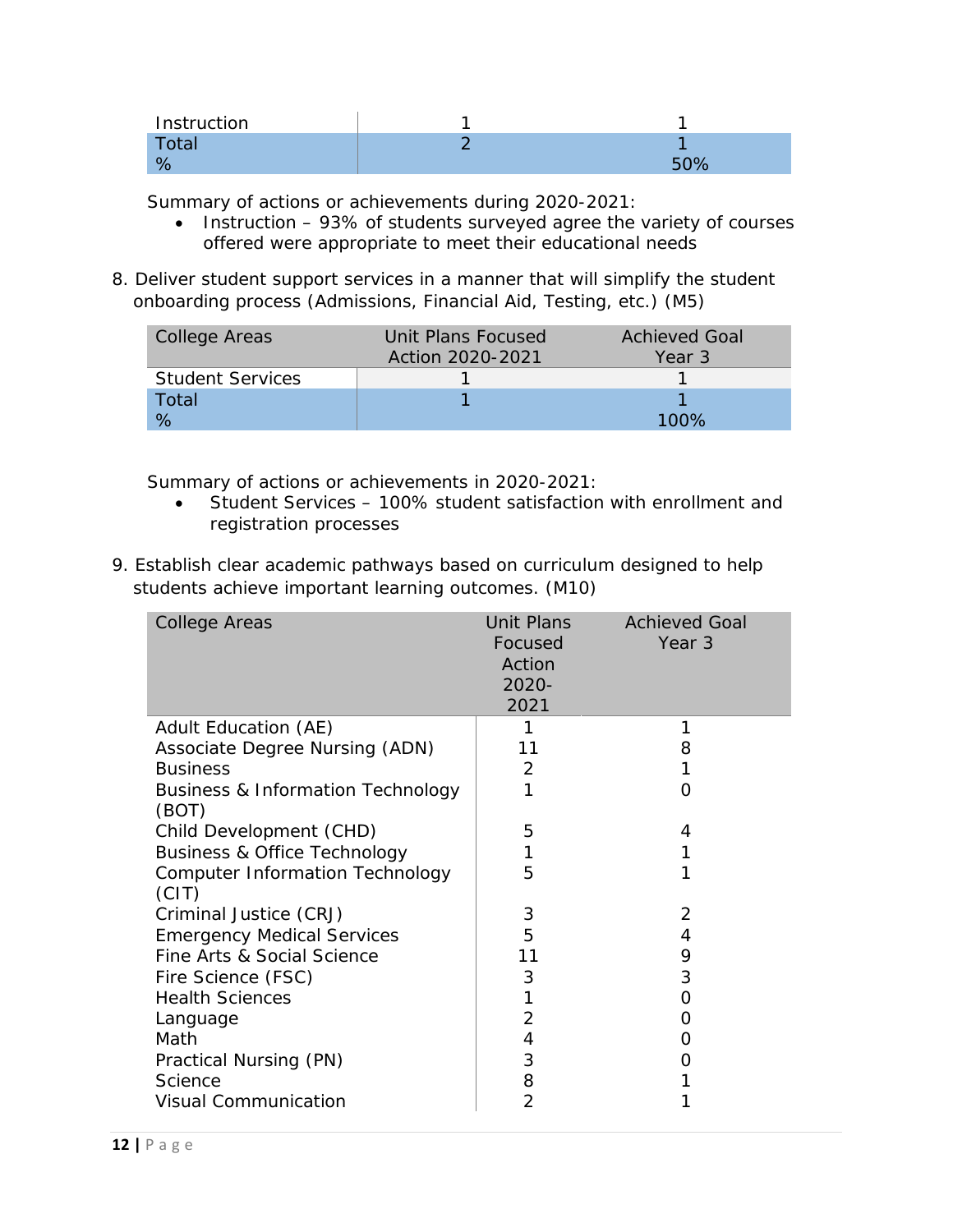| Instruction | 1 | 1 |
|---|---|---|
| Total | 2 | 1 |
| % | | 50% |

Summary of actions or achievements during 2020-2021:

- Instruction – 93% of students surveyed agree the variety of courses offered were appropriate to meet their educational needs

8. Deliver student support services in a manner that will simplify the student onboarding process (Admissions, Financial Aid, Testing, etc.) (M5)

| College Areas | Unit Plans Focused Action 2020-2021 | Achieved Goal Year 3 |
|---|---|---|
| Student Services | 1 | 1 |
| Total | 1 | 1 |
| % | | 100% |

Summary of actions or achievements in 2020-2021:

- Student Services – 100% student satisfaction with enrollment and registration processes

9. Establish clear academic pathways based on curriculum designed to help students achieve important learning outcomes. (M10)

| College Areas | Unit Plans Focused Action 2020-2021 | Achieved Goal Year 3 |
|---|---|---|
| Adult Education (AE) | 1 | 1 |
| Associate Degree Nursing (ADN) | 11 | 8 |
| Business | 2 | 1 |
| Business & Information Technology (BOT) | 1 | 0 |
| Child Development (CHD) | 5 | 4 |
| Business & Office Technology | 1 | 1 |
| Computer Information Technology (CIT) | 5 | 1 |
| Criminal Justice (CRJ) | 3 | 2 |
| Emergency Medical Services | 5 | 4 |
| Fine Arts & Social Science | 11 | 9 |
| Fire Science (FSC) | 3 | 3 |
| Health Sciences | 1 | 0 |
| Language | 2 | 0 |
| Math | 4 | 0 |
| Practical Nursing (PN) | 3 | 0 |
| Science | 8 | 1 |
| Visual Communication | 2 | 1 |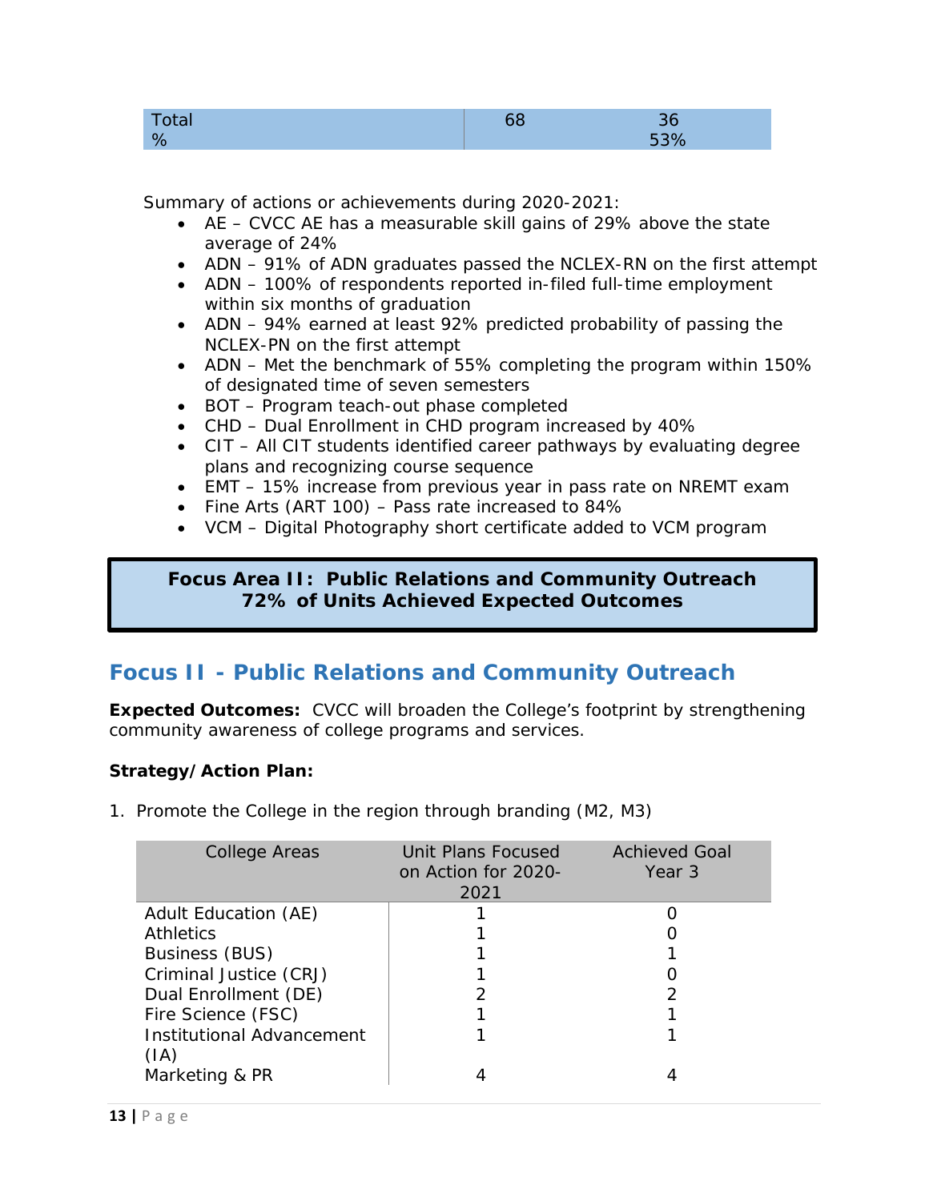| Total | 68 | 36 |
|---|---|---|
| % | | 53% |

Summary of actions or achievements during 2020-2021:

- AE – CVCC AE has a measurable skill gains of 29% above the state average of 24%
- ADN – 91% of ADN graduates passed the NCLEX-RN on the first attempt
- ADN – 100% of respondents reported in-filed full-time employment within six months of graduation
- ADN – 94% earned at least 92% predicted probability of passing the NCLEX-PN on the first attempt
- ADN – Met the benchmark of 55% completing the program within 150% of designated time of seven semesters
- BOT – Program teach-out phase completed
- CHD – Dual Enrollment in CHD program increased by 40%
- CIT – All CIT students identified career pathways by evaluating degree plans and recognizing course sequence
- EMT – 15% increase from previous year in pass rate on NREMT exam
- Fine Arts (ART 100) – Pass rate increased to 84%
- VCM – Digital Photography short certificate added to VCM program

**Focus Area II: Public Relations and Community Outreach**
**72% of Units Achieved Expected Outcomes**

## Focus II - Public Relations and Community Outreach

**Expected Outcomes:** CVCC will broaden the College's footprint by strengthening community awareness of college programs and services.

**Strategy/Action Plan:**

1. Promote the College in the region through branding (M2, M3)

| College Areas | Unit Plans Focused on Action for 2020-2021 | Achieved Goal Year 3 |
|---|---|---|
| Adult Education (AE) | 1 | 0 |
| Athletics | 1 | 0 |
| Business (BUS) | 1 | 1 |
| Criminal Justice (CRJ) | 1 | 0 |
| Dual Enrollment (DE) | 2 | 2 |
| Fire Science (FSC) | 1 | 1 |
| Institutional Advancement (IA) | 1 | 1 |
| Marketing & PR | 4 | 4 |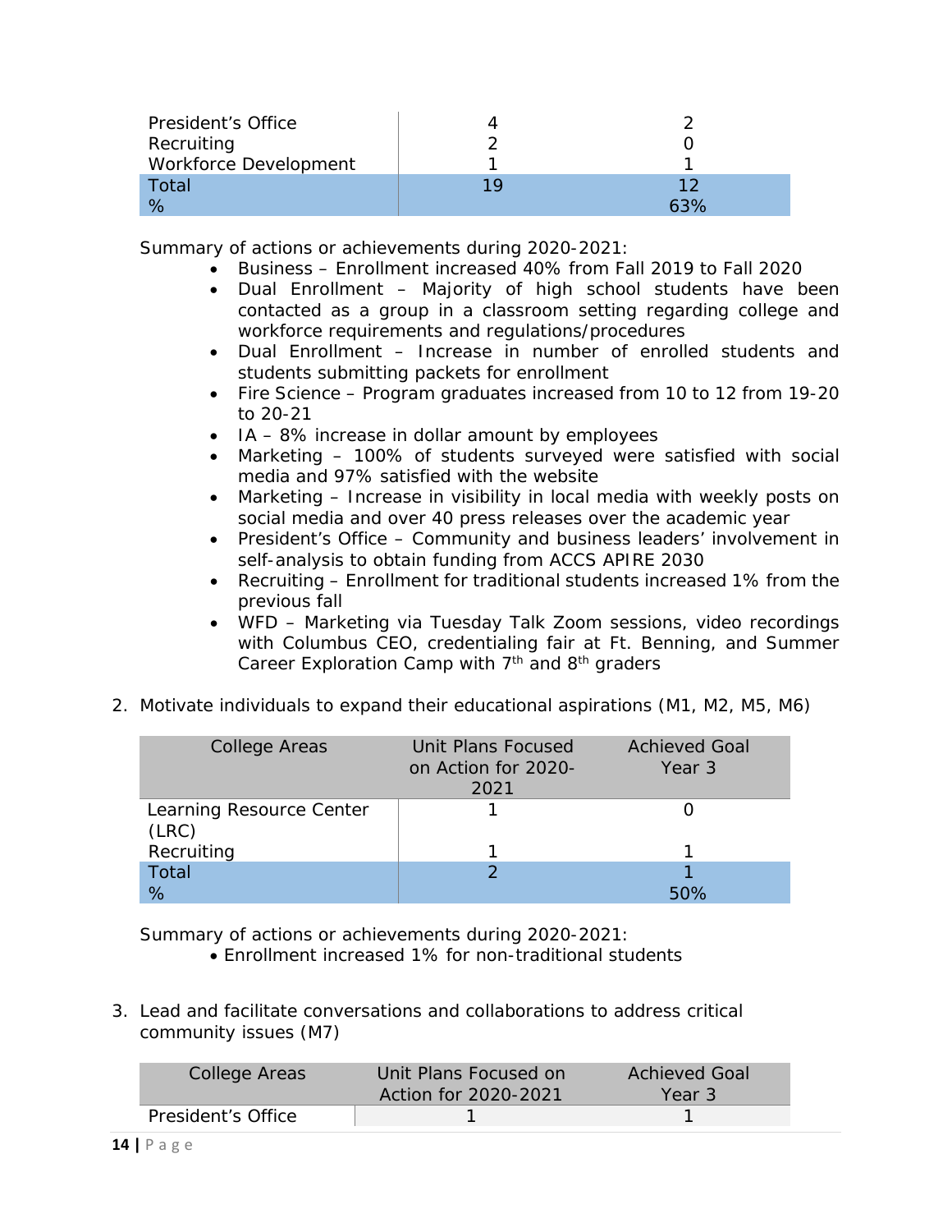| | | |
|---|---|---|
| President's Office | 4 | 2 |
| Recruiting | 2 | 0 |
| Workforce Development | 1 | 1 |
| Total | 19 | 12 |
| % | | 63% |

Summary of actions or achievements during 2020-2021:

- Business – Enrollment increased 40% from Fall 2019 to Fall 2020
- Dual Enrollment – Majority of high school students have been contacted as a group in a classroom setting regarding college and workforce requirements and regulations/procedures
- Dual Enrollment – Increase in number of enrolled students and students submitting packets for enrollment
- Fire Science – Program graduates increased from 10 to 12 from 19-20 to 20-21
- IA – 8% increase in dollar amount by employees
- Marketing – 100% of students surveyed were satisfied with social media and 97% satisfied with the website
- Marketing – Increase in visibility in local media with weekly posts on social media and over 40 press releases over the academic year
- President's Office – Community and business leaders' involvement in self-analysis to obtain funding from ACCS APIRE 2030
- Recruiting – Enrollment for traditional students increased 1% from the previous fall
- WFD – Marketing via Tuesday Talk Zoom sessions, video recordings with Columbus CEO, credentialing fair at Ft. Benning, and Summer Career Exploration Camp with 7th and 8th graders

2. Motivate individuals to expand their educational aspirations (M1, M2, M5, M6)

| College Areas | Unit Plans Focused on Action for 2020-2021 | Achieved Goal Year 3 |
|---|---|---|
| Learning Resource Center (LRC) | 1 | 0 |
| Recruiting | 1 | 1 |
| Total | 2 | 1 |
| % | | 50% |

Summary of actions or achievements during 2020-2021:

- Enrollment increased 1% for non-traditional students

3. Lead and facilitate conversations and collaborations to address critical community issues (M7)

| College Areas | Unit Plans Focused on Action for 2020-2021 | Achieved Goal Year 3 |
|---|---|---|
| President's Office | 1 | 1 |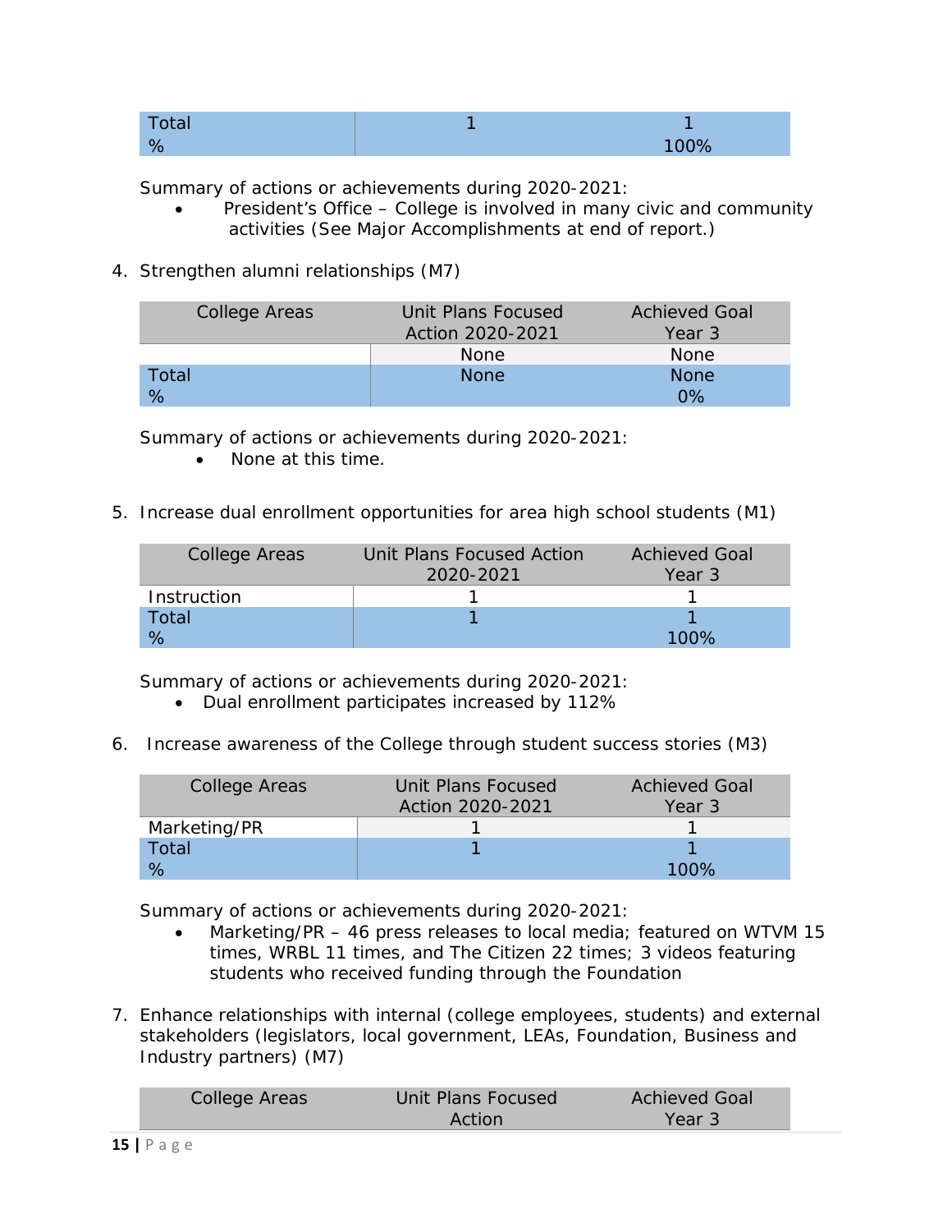| Total | 1 | 1 |
|---|---|---|
| % | | 100% |

Summary of actions or achievements during 2020-2021:

- President's Office – College is involved in many civic and community activities (See Major Accomplishments at end of report.)

4. Strengthen alumni relationships (M7)

| College Areas | Unit Plans Focused Action 2020-2021 | Achieved Goal Year 3 |
|---|---|---|
| | None | None |
| Total | None | None |
| % | | 0% |

Summary of actions or achievements during 2020-2021:

- None at this time.

5. Increase dual enrollment opportunities for area high school students (M1)

| College Areas | Unit Plans Focused Action 2020-2021 | Achieved Goal Year 3 |
|---|---|---|
| Instruction | 1 | 1 |
| Total | 1 | 1 |
| % | | 100% |

Summary of actions or achievements during 2020-2021:

- Dual enrollment participates increased by 112%

6. Increase awareness of the College through student success stories (M3)

| College Areas | Unit Plans Focused Action 2020-2021 | Achieved Goal Year 3 |
|---|---|---|
| Marketing/PR | 1 | 1 |
| Total | 1 | 1 |
| % | | 100% |

Summary of actions or achievements during 2020-2021:

- Marketing/PR – 46 press releases to local media; featured on WTVM 15 times, WRBL 11 times, and The Citizen 22 times; 3 videos featuring students who received funding through the Foundation

7. Enhance relationships with internal (college employees, students) and external stakeholders (legislators, local government, LEAs, Foundation, Business and Industry partners) (M7)

| College Areas | Unit Plans Focused Action | Achieved Goal Year 3 |
|---|---|---|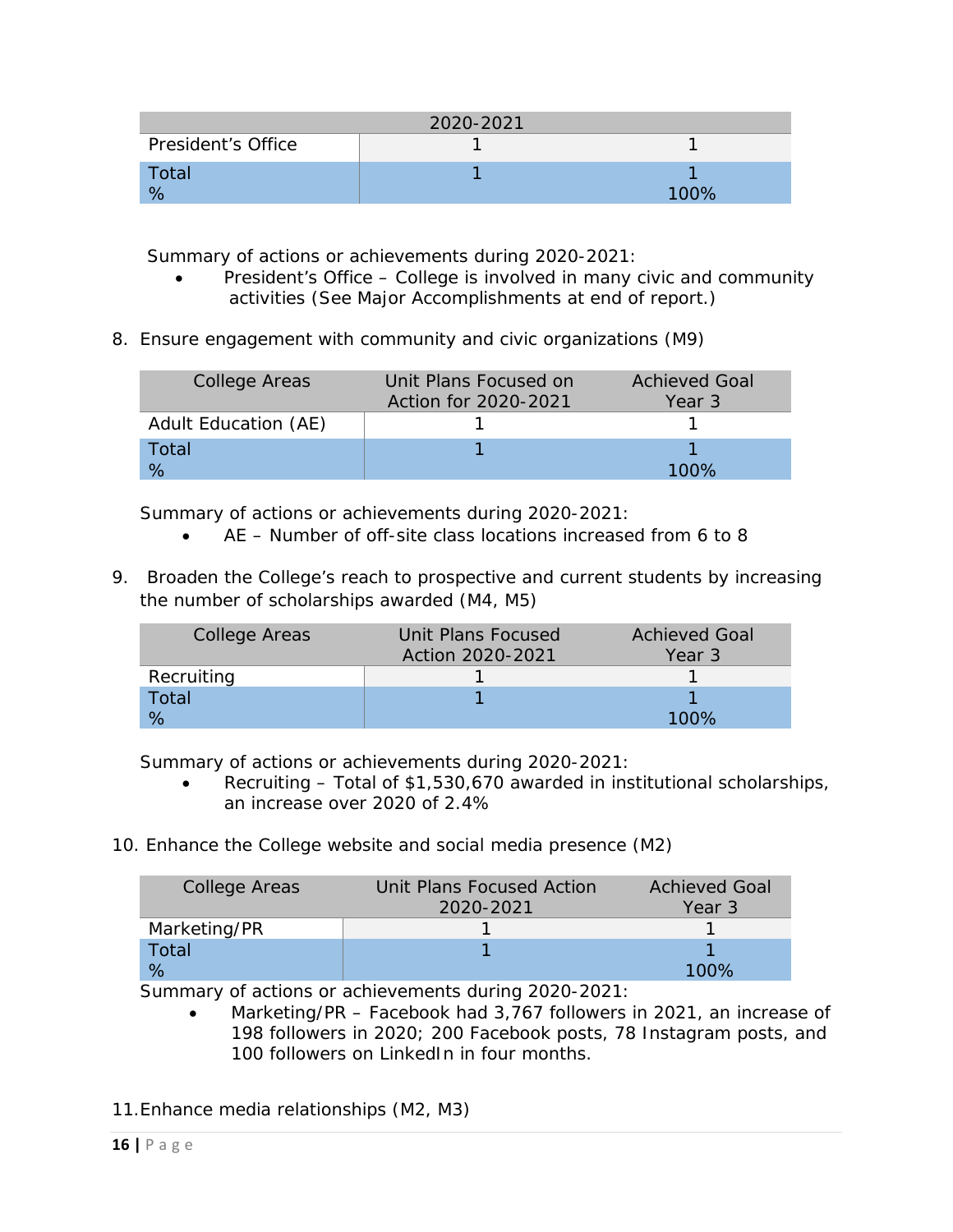| 2020-2021 | | |
|---|---|---|
| President's Office | 1 | 1 |
| Total<br>% | 1 | 1<br>100% |

Summary of actions or achievements during 2020-2021:

- President's Office – College is involved in many civic and community activities (See Major Accomplishments at end of report.)

8. Ensure engagement with community and civic organizations (M9)

| College Areas | Unit Plans Focused on Action for 2020-2021 | Achieved Goal Year 3 |
|---|---|---|
| Adult Education (AE) | 1 | 1 |
| Total<br>% | 1 | 1<br>100% |

Summary of actions or achievements during 2020-2021:

- AE – Number of off-site class locations increased from 6 to 8

9. Broaden the College's reach to prospective and current students by increasing the number of scholarships awarded (M4, M5)

| College Areas | Unit Plans Focused Action 2020-2021 | Achieved Goal Year 3 |
|---|---|---|
| Recruiting | 1 | 1 |
| Total<br>% | 1 | 1<br>100% |

Summary of actions or achievements during 2020-2021:

- Recruiting – Total of $1,530,670 awarded in institutional scholarships, an increase over 2020 of 2.4%

10. Enhance the College website and social media presence (M2)

| College Areas | Unit Plans Focused Action 2020-2021 | Achieved Goal Year 3 |
|---|---|---|
| Marketing/PR | 1 | 1 |
| Total<br>% | 1 | 1<br>100% |

Summary of actions or achievements during 2020-2021:

- Marketing/PR – Facebook had 3,767 followers in 2021, an increase of 198 followers in 2020; 200 Facebook posts, 78 Instagram posts, and 100 followers on LinkedIn in four months.

11. Enhance media relationships (M2, M3)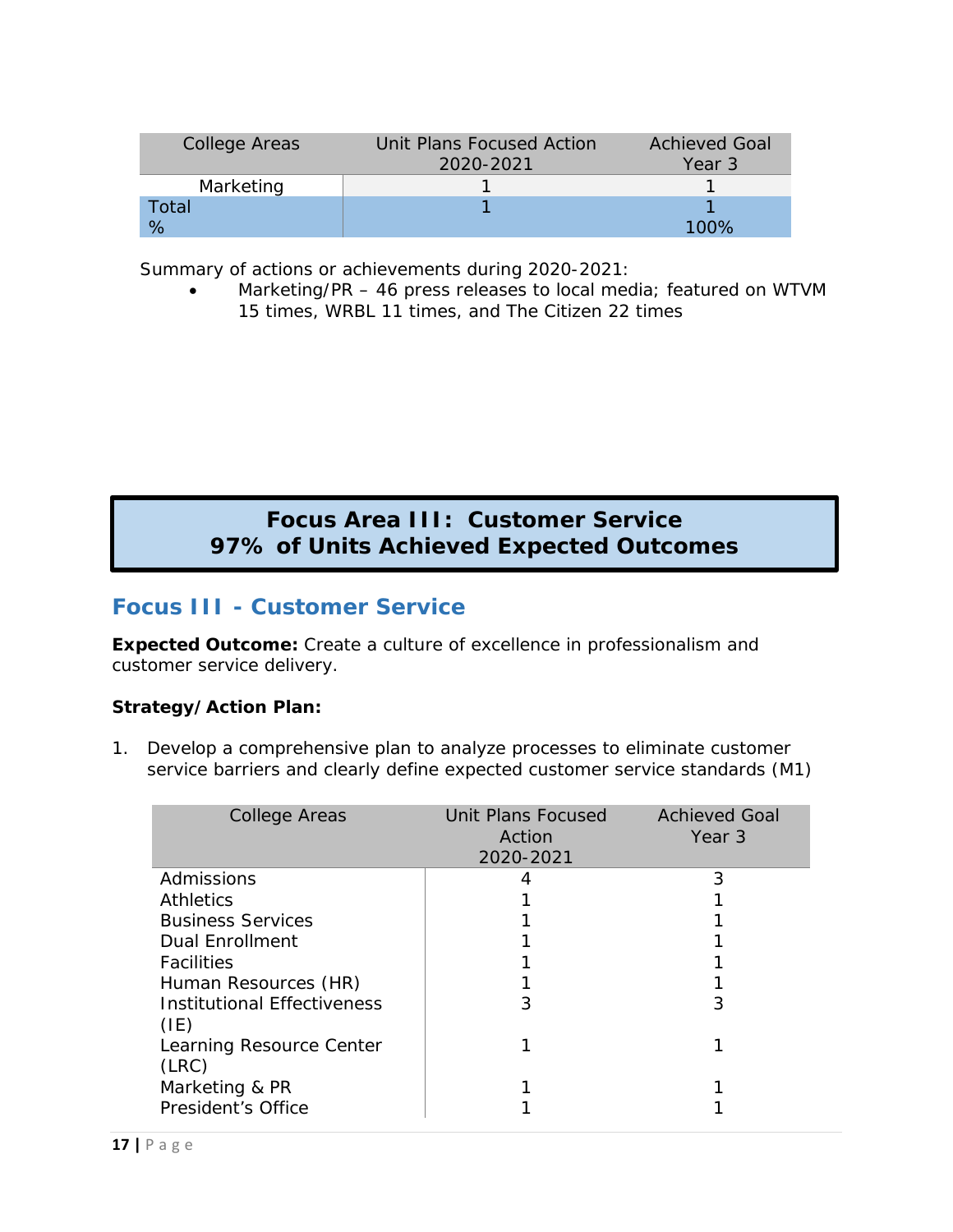| College Areas | Unit Plans Focused Action 2020-2021 | Achieved Goal Year 3 |
|---|---|---|
| Marketing | 1 | 1 |
| Total | 1 | 1 |
| % | | 100% |

Summary of actions or achievements during 2020-2021:

- Marketing/PR – 46 press releases to local media; featured on WTVM 15 times, WRBL 11 times, and The Citizen 22 times

**Focus Area III: Customer Service**
**97% of Units Achieved Expected Outcomes**

## Focus III - Customer Service

**Expected Outcome:** Create a culture of excellence in professionalism and customer service delivery.

**Strategy/Action Plan:**

1. Develop a comprehensive plan to analyze processes to eliminate customer service barriers and clearly define expected customer service standards (M1)

| College Areas | Unit Plans Focused Action 2020-2021 | Achieved Goal Year 3 |
|---|---|---|
| Admissions | 4 | 3 |
| Athletics | 1 | 1 |
| Business Services | 1 | 1 |
| Dual Enrollment | 1 | 1 |
| Facilities | 1 | 1 |
| Human Resources (HR) | 1 | 1 |
| Institutional Effectiveness (IE) | 3 | 3 |
| Learning Resource Center (LRC) | 1 | 1 |
| Marketing & PR | 1 | 1 |
| President's Office | 1 | 1 |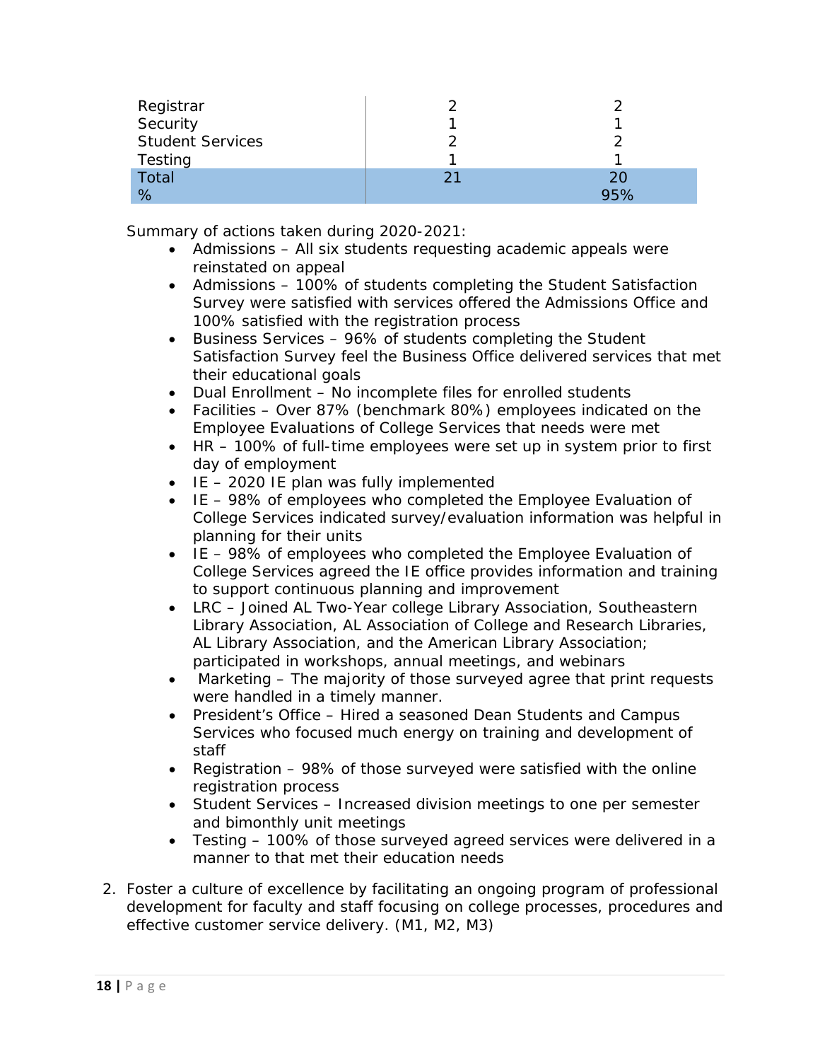| | | |
|---|---|---|
| Registrar | 2 | 2 |
| Security | 1 | 1 |
| Student Services | 2 | 2 |
| Testing | 1 | 1 |
| Total | 21 | 20 |
| % | | 95% |

Summary of actions taken during 2020-2021:

- Admissions – All six students requesting academic appeals were reinstated on appeal
- Admissions – 100% of students completing the Student Satisfaction Survey were satisfied with services offered the Admissions Office and 100% satisfied with the registration process
- Business Services – 96% of students completing the Student Satisfaction Survey feel the Business Office delivered services that met their educational goals
- Dual Enrollment – No incomplete files for enrolled students
- Facilities – Over 87% (benchmark 80%) employees indicated on the Employee Evaluations of College Services that needs were met
- HR – 100% of full-time employees were set up in system prior to first day of employment
- IE – 2020 IE plan was fully implemented
- IE – 98% of employees who completed the Employee Evaluation of College Services indicated survey/evaluation information was helpful in planning for their units
- IE – 98% of employees who completed the Employee Evaluation of College Services agreed the IE office provides information and training to support continuous planning and improvement
- LRC – Joined AL Two-Year college Library Association, Southeastern Library Association, AL Association of College and Research Libraries, AL Library Association, and the American Library Association; participated in workshops, annual meetings, and webinars
- Marketing – The majority of those surveyed agree that print requests were handled in a timely manner.
- President's Office – Hired a seasoned Dean Students and Campus Services who focused much energy on training and development of staff
- Registration – 98% of those surveyed were satisfied with the online registration process
- Student Services – Increased division meetings to one per semester and bimonthly unit meetings
- Testing – 100% of those surveyed agreed services were delivered in a manner to that met their education needs

2. Foster a culture of excellence by facilitating an ongoing program of professional development for faculty and staff focusing on college processes, procedures and effective customer service delivery. (M1, M2, M3)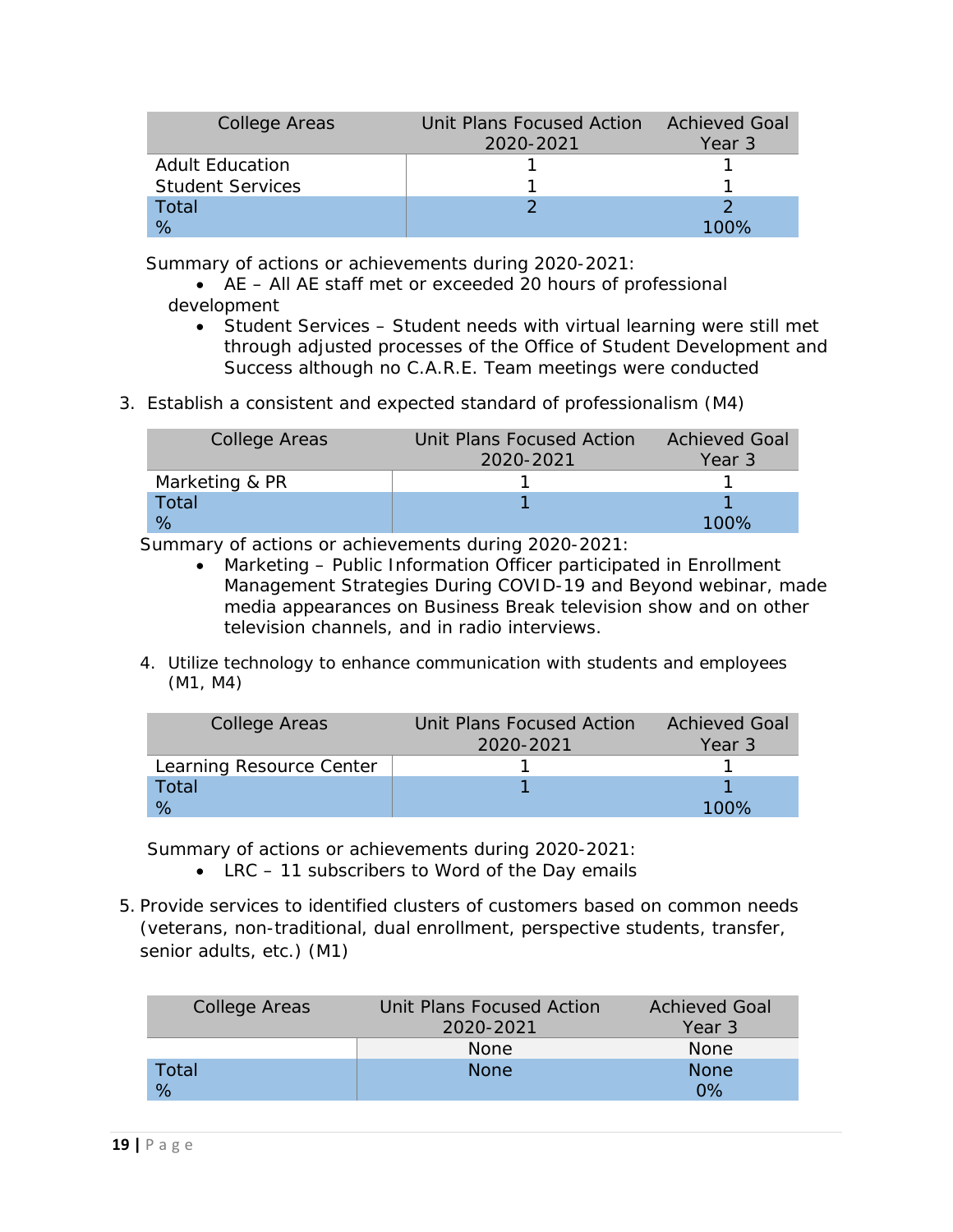| College Areas | Unit Plans Focused Action 2020-2021 | Achieved Goal Year 3 |
|---|---|---|
| Adult Education | 1 | 1 |
| Student Services | 1 | 1 |
| Total | 2 | 2 |
| % | | 100% |

Summary of actions or achievements during 2020-2021:

- AE – All AE staff met or exceeded 20 hours of professional development
- Student Services – Student needs with virtual learning were still met through adjusted processes of the Office of Student Development and Success although no C.A.R.E. Team meetings were conducted

3. Establish a consistent and expected standard of professionalism (M4)

| College Areas | Unit Plans Focused Action 2020-2021 | Achieved Goal Year 3 |
|---|---|---|
| Marketing & PR | 1 | 1 |
| Total | 1 | 1 |
| % | | 100% |

Summary of actions or achievements during 2020-2021:

- Marketing – Public Information Officer participated in Enrollment Management Strategies During COVID-19 and Beyond webinar, made media appearances on Business Break television show and on other television channels, and in radio interviews.

4. Utilize technology to enhance communication with students and employees (M1, M4)

| College Areas | Unit Plans Focused Action 2020-2021 | Achieved Goal Year 3 |
|---|---|---|
| Learning Resource Center | 1 | 1 |
| Total | 1 | 1 |
| % | | 100% |

Summary of actions or achievements during 2020-2021:

- LRC – 11 subscribers to Word of the Day emails

5. Provide services to identified clusters of customers based on common needs (veterans, non-traditional, dual enrollment, perspective students, transfer, senior adults, etc.) (M1)

| College Areas | Unit Plans Focused Action 2020-2021 | Achieved Goal Year 3 |
|---|---|---|
| | None | None |
| Total | None | None |
| % | | 0% |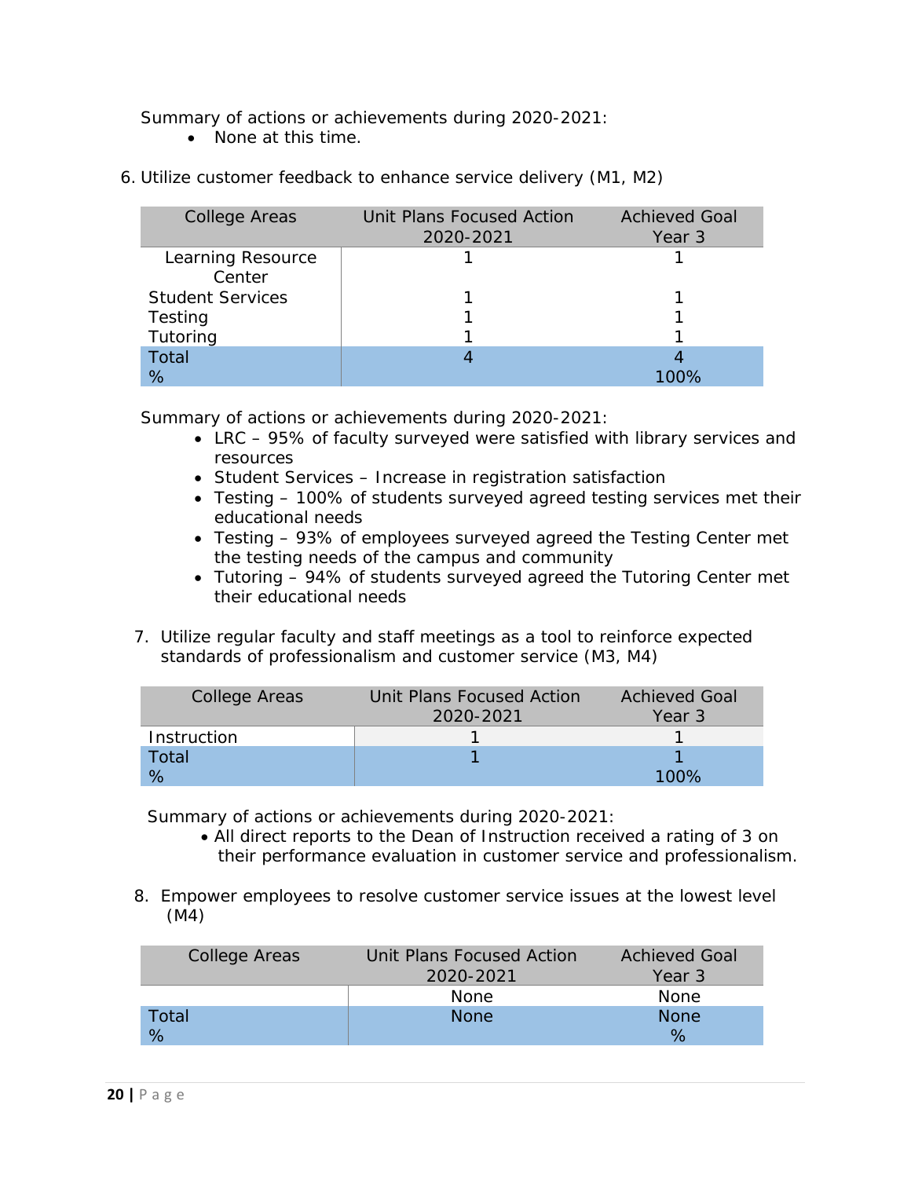Summary of actions or achievements during 2020-2021:

- None at this time.

6. Utilize customer feedback to enhance service delivery (M1, M2)

| College Areas | Unit Plans Focused Action 2020-2021 | Achieved Goal Year 3 |
|---|---|---|
| Learning Resource Center | 1 | 1 |
| Student Services | 1 | 1 |
| Testing | 1 | 1 |
| Tutoring | 1 | 1 |
| Total | 4 | 4 |
| % | | 100% |

Summary of actions or achievements during 2020-2021:

- LRC – 95% of faculty surveyed were satisfied with library services and resources
- Student Services – Increase in registration satisfaction
- Testing – 100% of students surveyed agreed testing services met their educational needs
- Testing – 93% of employees surveyed agreed the Testing Center met the testing needs of the campus and community
- Tutoring – 94% of students surveyed agreed the Tutoring Center met their educational needs

7. Utilize regular faculty and staff meetings as a tool to reinforce expected standards of professionalism and customer service (M3, M4)

| College Areas | Unit Plans Focused Action 2020-2021 | Achieved Goal Year 3 |
|---|---|---|
| Instruction | 1 | 1 |
| Total | 1 | 1 |
| % | | 100% |

Summary of actions or achievements during 2020-2021:

- All direct reports to the Dean of Instruction received a rating of 3 on their performance evaluation in customer service and professionalism.

8. Empower employees to resolve customer service issues at the lowest level (M4)

| College Areas | Unit Plans Focused Action 2020-2021 | Achieved Goal Year 3 |
|---|---|---|
| | None | None |
| Total | None | None |
| % | | % |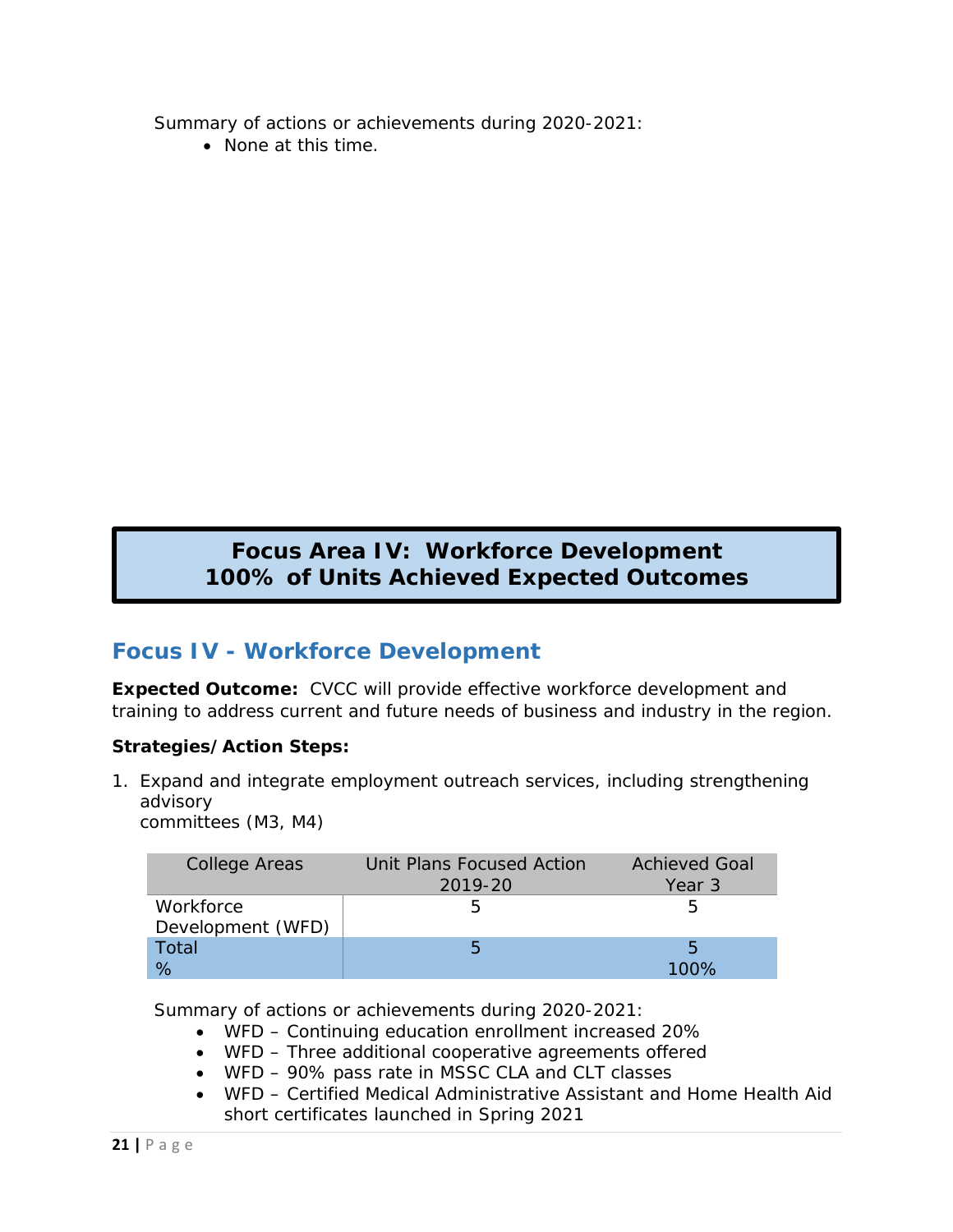Summary of actions or achievements during 2020-2021:

- None at this time.

**Focus Area IV: Workforce Development**
**100% of Units Achieved Expected Outcomes**

## Focus IV - Workforce Development

**Expected Outcome:** CVCC will provide effective workforce development and training to address current and future needs of business and industry in the region.

**Strategies/Action Steps:**

1. Expand and integrate employment outreach services, including strengthening advisory committees (M3, M4)

| College Areas | Unit Plans Focused Action 2019-20 | Achieved Goal Year 3 |
|---|---|---|
| Workforce Development (WFD) | 5 | 5 |
| Total<br>% | 5 | 5<br>100% |

Summary of actions or achievements during 2020-2021:

- WFD – Continuing education enrollment increased 20%
- WFD – Three additional cooperative agreements offered
- WFD – 90% pass rate in MSSC CLA and CLT classes
- WFD – Certified Medical Administrative Assistant and Home Health Aid short certificates launched in Spring 2021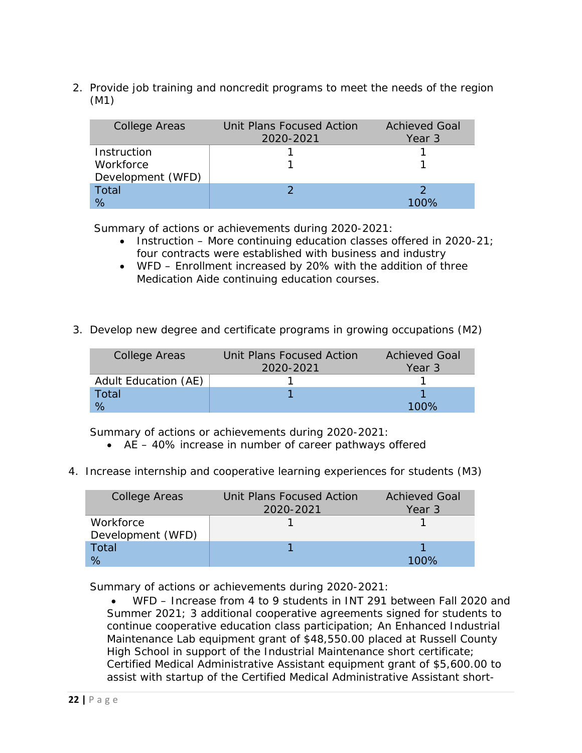2. Provide job training and noncredit programs to meet the needs of the region (M1)

| College Areas | Unit Plans Focused Action 2020-2021 | Achieved Goal Year 3 |
|---|---|---|
| Instruction | 1 | 1 |
| Workforce Development (WFD) | 1 | 1 |
| Total | 2 | 2 |
| % | | 100% |

Summary of actions or achievements during 2020-2021:

- Instruction – More continuing education classes offered in 2020-21; four contracts were established with business and industry
- WFD – Enrollment increased by 20% with the addition of three Medication Aide continuing education courses.

3. Develop new degree and certificate programs in growing occupations (M2)

| College Areas | Unit Plans Focused Action 2020-2021 | Achieved Goal Year 3 |
|---|---|---|
| Adult Education (AE) | 1 | 1 |
| Total | 1 | 1 |
| % | | 100% |

Summary of actions or achievements during 2020-2021:

- AE – 40% increase in number of career pathways offered

4. Increase internship and cooperative learning experiences for students (M3)

| College Areas | Unit Plans Focused Action 2020-2021 | Achieved Goal Year 3 |
|---|---|---|
| Workforce Development (WFD) | 1 | 1 |
| Total | 1 | 1 |
| % | | 100% |

Summary of actions or achievements during 2020-2021:

- WFD – Increase from 4 to 9 students in INT 291 between Fall 2020 and Summer 2021; 3 additional cooperative agreements signed for students to continue cooperative education class participation; An Enhanced Industrial Maintenance Lab equipment grant of $48,550.00 placed at Russell County High School in support of the Industrial Maintenance short certificate; Certified Medical Administrative Assistant equipment grant of $5,600.00 to assist with startup of the Certified Medical Administrative Assistant short-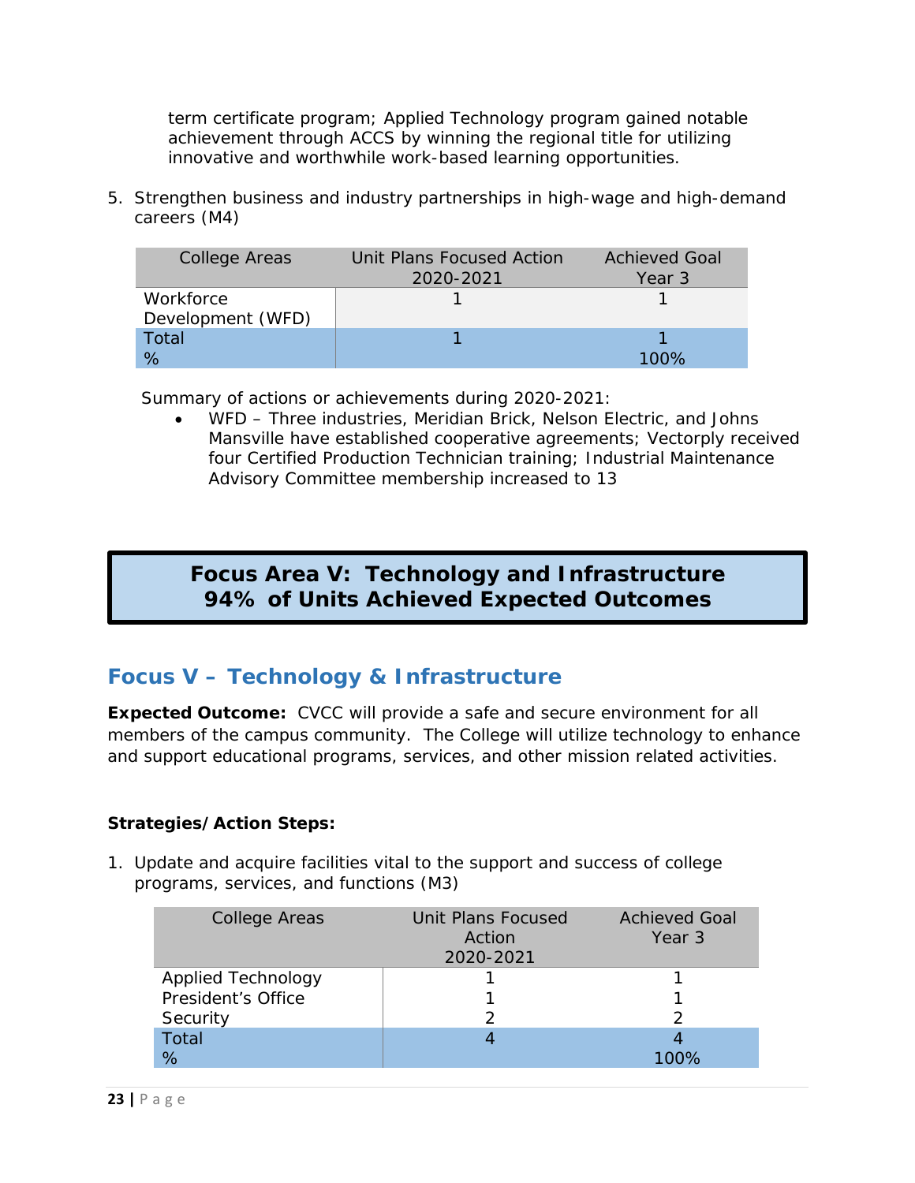term certificate program; Applied Technology program gained notable achievement through ACCS by winning the regional title for utilizing innovative and worthwhile work-based learning opportunities.

5. Strengthen business and industry partnerships in high-wage and high-demand careers (M4)

| College Areas | Unit Plans Focused Action 2020-2021 | Achieved Goal Year 3 |
|---|---|---|
| Workforce Development (WFD) | 1 | 1 |
| Total | 1 | 1 |
| % | | 100% |

Summary of actions or achievements during 2020-2021:

- WFD – Three industries, Meridian Brick, Nelson Electric, and Johns Mansville have established cooperative agreements; Vectorply received four Certified Production Technician training; Industrial Maintenance Advisory Committee membership increased to 13

**Focus Area V: Technology and Infrastructure**
**94% of Units Achieved Expected Outcomes**

## Focus V – Technology & Infrastructure

**Expected Outcome:** CVCC will provide a safe and secure environment for all members of the campus community. The College will utilize technology to enhance and support educational programs, services, and other mission related activities.

**Strategies/Action Steps:**

1. Update and acquire facilities vital to the support and success of college programs, services, and functions (M3)

| College Areas | Unit Plans Focused Action 2020-2021 | Achieved Goal Year 3 |
|---|---|---|
| Applied Technology | 1 | 1 |
| President's Office | 1 | 1 |
| Security | 2 | 2 |
| Total | 4 | 4 |
| % | | 100% |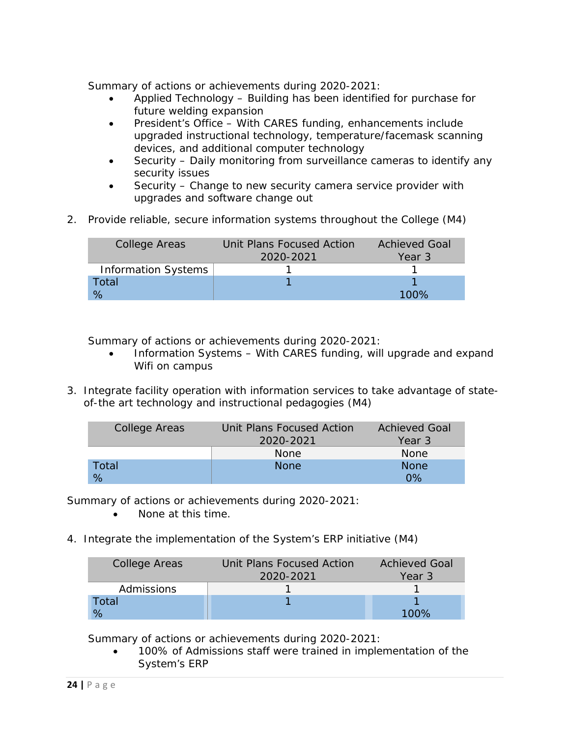Summary of actions or achievements during 2020-2021:

- Applied Technology – Building has been identified for purchase for future welding expansion
- President's Office – With CARES funding, enhancements include upgraded instructional technology, temperature/facemask scanning devices, and additional computer technology
- Security – Daily monitoring from surveillance cameras to identify any security issues
- Security – Change to new security camera service provider with upgrades and software change out

2. Provide reliable, secure information systems throughout the College (M4)

| College Areas | Unit Plans Focused Action 2020-2021 | Achieved Goal Year 3 |
|---|---|---|
| Information Systems | 1 | 1 |
| Total | 1 | 1 |
| % | | 100% |

Summary of actions or achievements during 2020-2021:

- Information Systems – With CARES funding, will upgrade and expand Wifi on campus

3. Integrate facility operation with information services to take advantage of state-of-the art technology and instructional pedagogies (M4)

| College Areas | Unit Plans Focused Action 2020-2021 | Achieved Goal Year 3 |
|---|---|---|
| | None | None |
| Total | None | None |
| % | | 0% |

Summary of actions or achievements during 2020-2021:

- None at this time.

4. Integrate the implementation of the System's ERP initiative (M4)

| College Areas | Unit Plans Focused Action 2020-2021 | Achieved Goal Year 3 |
|---|---|---|
| Admissions | 1 | 1 |
| Total | 1 | 1 |
| % | | 100% |

Summary of actions or achievements during 2020-2021:

- 100% of Admissions staff were trained in implementation of the System's ERP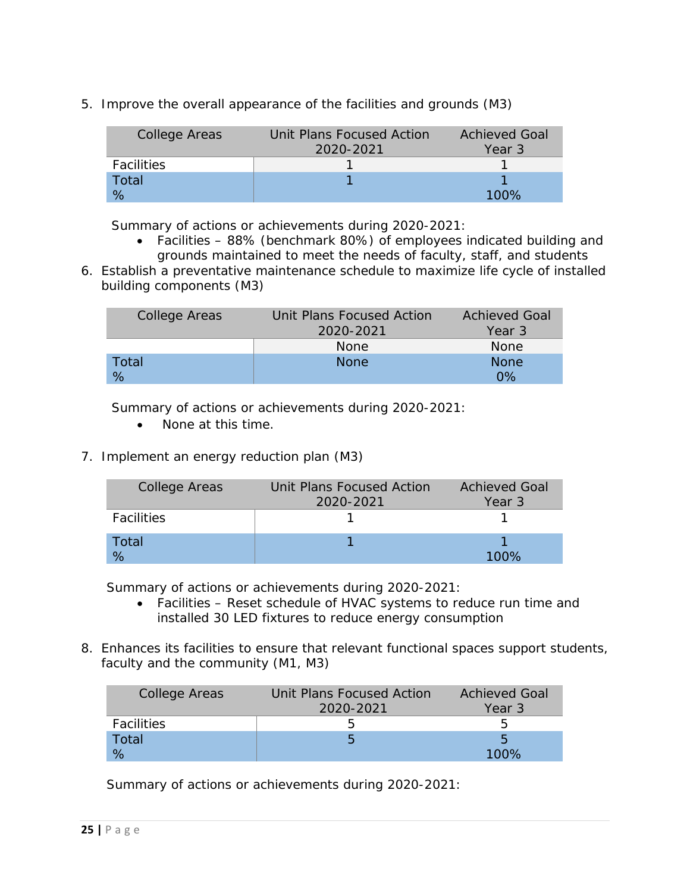5. Improve the overall appearance of the facilities and grounds (M3)

| College Areas | Unit Plans Focused Action 2020-2021 | Achieved Goal Year 3 |
|---|---|---|
| Facilities | 1 | 1 |
| Total | 1 | 1 |
| % | | 100% |

Summary of actions or achievements during 2020-2021:

- Facilities – 88% (benchmark 80%) of employees indicated building and grounds maintained to meet the needs of faculty, staff, and students

6. Establish a preventative maintenance schedule to maximize life cycle of installed building components (M3)

| College Areas | Unit Plans Focused Action 2020-2021 | Achieved Goal Year 3 |
|---|---|---|
| | None | None |
| Total | None | None |
| % | | 0% |

Summary of actions or achievements during 2020-2021:

- None at this time.

7. Implement an energy reduction plan (M3)

| College Areas | Unit Plans Focused Action 2020-2021 | Achieved Goal Year 3 |
|---|---|---|
| Facilities | 1 | 1 |
| Total | 1 | 1 |
| % | | 100% |

Summary of actions or achievements during 2020-2021:

- Facilities – Reset schedule of HVAC systems to reduce run time and installed 30 LED fixtures to reduce energy consumption

8. Enhances its facilities to ensure that relevant functional spaces support students, faculty and the community (M1, M3)

| College Areas | Unit Plans Focused Action 2020-2021 | Achieved Goal Year 3 |
|---|---|---|
| Facilities | 5 | 5 |
| Total | 5 | 5 |
| % | | 100% |

Summary of actions or achievements during 2020-2021: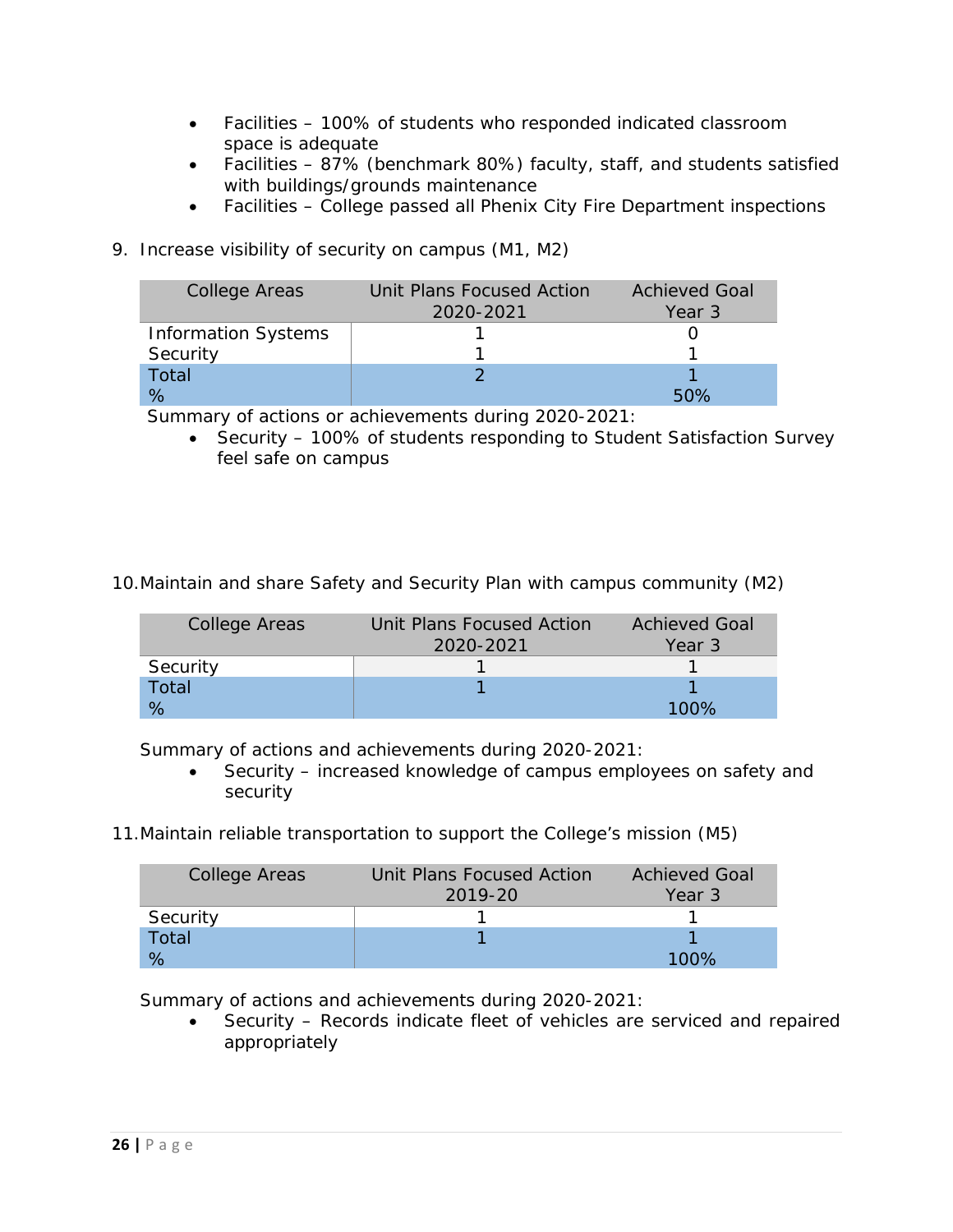- Facilities – 100% of students who responded indicated classroom space is adequate
- Facilities – 87% (benchmark 80%) faculty, staff, and students satisfied with buildings/grounds maintenance
- Facilities – College passed all Phenix City Fire Department inspections

9. Increase visibility of security on campus (M1, M2)

| College Areas | Unit Plans Focused Action 2020-2021 | Achieved Goal Year 3 |
|---|---|---|
| Information Systems | 1 | 0 |
| Security | 1 | 1 |
| Total | 2 | 1 |
| % | | 50% |

Summary of actions or achievements during 2020-2021:

- Security – 100% of students responding to Student Satisfaction Survey feel safe on campus

10. Maintain and share Safety and Security Plan with campus community (M2)

| College Areas | Unit Plans Focused Action 2020-2021 | Achieved Goal Year 3 |
|---|---|---|
| Security | 1 | 1 |
| Total | 1 | 1 |
| % | | 100% |

Summary of actions and achievements during 2020-2021:

- Security – increased knowledge of campus employees on safety and security

11. Maintain reliable transportation to support the College's mission (M5)

| College Areas | Unit Plans Focused Action 2019-20 | Achieved Goal Year 3 |
|---|---|---|
| Security | 1 | 1 |
| Total | 1 | 1 |
| % | | 100% |

Summary of actions and achievements during 2020-2021:

- Security – Records indicate fleet of vehicles are serviced and repaired appropriately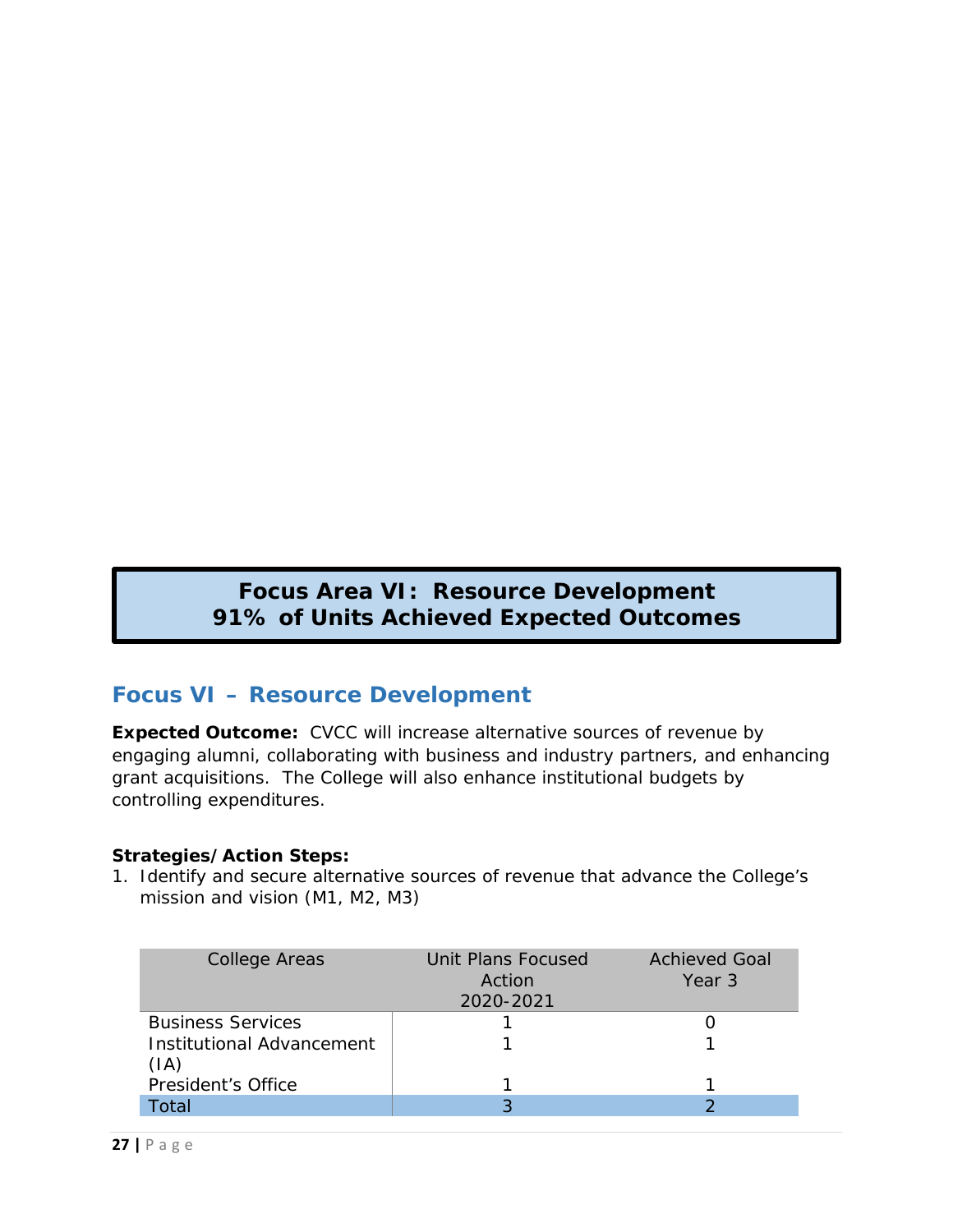**Focus Area VI: Resource Development**
**91% of Units Achieved Expected Outcomes**

## Focus VI – Resource Development

**Expected Outcome:** CVCC will increase alternative sources of revenue by engaging alumni, collaborating with business and industry partners, and enhancing grant acquisitions. The College will also enhance institutional budgets by controlling expenditures.

**Strategies/Action Steps:**

1. Identify and secure alternative sources of revenue that advance the College's mission and vision (M1, M2, M3)

| College Areas | Unit Plans Focused Action 2020-2021 | Achieved Goal Year 3 |
| --- | --- | --- |
| Business Services | 1 | 0 |
| Institutional Advancement (IA) | 1 | 1 |
| President's Office | 1 | 1 |
| Total | 3 | 2 |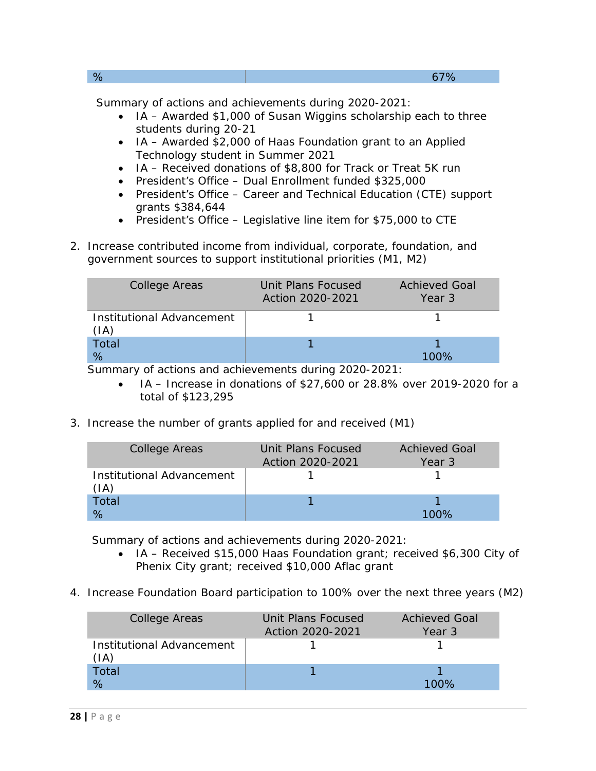| % | 67% |
|---|---|

Summary of actions and achievements during 2020-2021:

- IA – Awarded $1,000 of Susan Wiggins scholarship each to three students during 20-21
- IA – Awarded $2,000 of Haas Foundation grant to an Applied Technology student in Summer 2021
- IA – Received donations of $8,800 for Track or Treat 5K run
- President's Office – Dual Enrollment funded $325,000
- President's Office – Career and Technical Education (CTE) support grants $384,644
- President's Office – Legislative line item for $75,000 to CTE

2. Increase contributed income from individual, corporate, foundation, and government sources to support institutional priorities (M1, M2)

| College Areas | Unit Plans Focused Action 2020-2021 | Achieved Goal Year 3 |
|---|---|---|
| Institutional Advancement (IA) | 1 | 1 |
| Total | 1 | 1 |
| % | | 100% |

Summary of actions and achievements during 2020-2021:

- IA – Increase in donations of $27,600 or 28.8% over 2019-2020 for a total of $123,295

3. Increase the number of grants applied for and received (M1)

| College Areas | Unit Plans Focused Action 2020-2021 | Achieved Goal Year 3 |
|---|---|---|
| Institutional Advancement (IA) | 1 | 1 |
| Total | 1 | 1 |
| % | | 100% |

Summary of actions and achievements during 2020-2021:

- IA – Received $15,000 Haas Foundation grant; received $6,300 City of Phenix City grant; received $10,000 Aflac grant

4. Increase Foundation Board participation to 100% over the next three years (M2)

| College Areas | Unit Plans Focused Action 2020-2021 | Achieved Goal Year 3 |
|---|---|---|
| Institutional Advancement (IA) | 1 | 1 |
| Total | 1 | 1 |
| % | | 100% |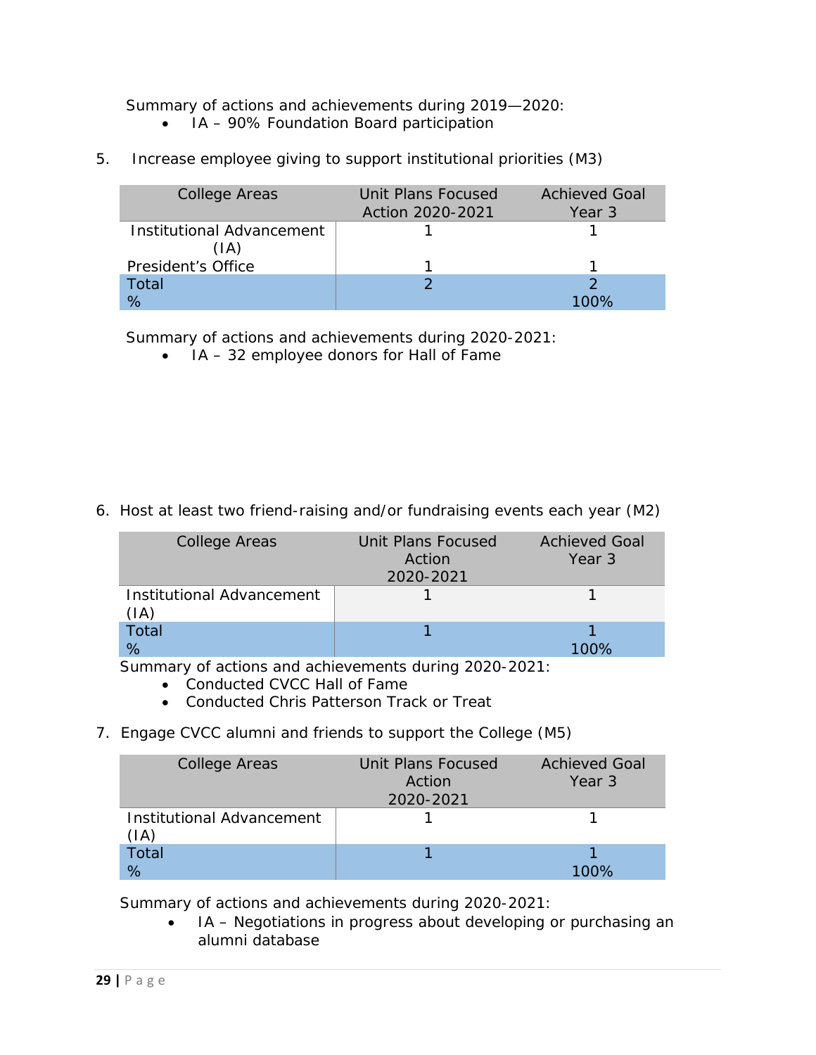Summary of actions and achievements during 2019—2020:

- IA – 90% Foundation Board participation

5. Increase employee giving to support institutional priorities (M3)

| College Areas | Unit Plans Focused Action 2020-2021 | Achieved Goal Year 3 |
|---|---|---|
| Institutional Advancement (IA) | 1 | 1 |
| President's Office | 1 | 1 |
| Total | 2 | 2 |
| % | | 100% |

Summary of actions and achievements during 2020-2021:

- IA – 32 employee donors for Hall of Fame

6. Host at least two friend-raising and/or fundraising events each year (M2)

| College Areas | Unit Plans Focused Action 2020-2021 | Achieved Goal Year 3 |
|---|---|---|
| Institutional Advancement (IA) | 1 | 1 |
| Total | 1 | 1 |
| % | | 100% |

Summary of actions and achievements during 2020-2021:

- Conducted CVCC Hall of Fame
- Conducted Chris Patterson Track or Treat

7. Engage CVCC alumni and friends to support the College (M5)

| College Areas | Unit Plans Focused Action 2020-2021 | Achieved Goal Year 3 |
|---|---|---|
| Institutional Advancement (IA) | 1 | 1 |
| Total | 1 | 1 |
| % | | 100% |

Summary of actions and achievements during 2020-2021:

- IA – Negotiations in progress about developing or purchasing an alumni database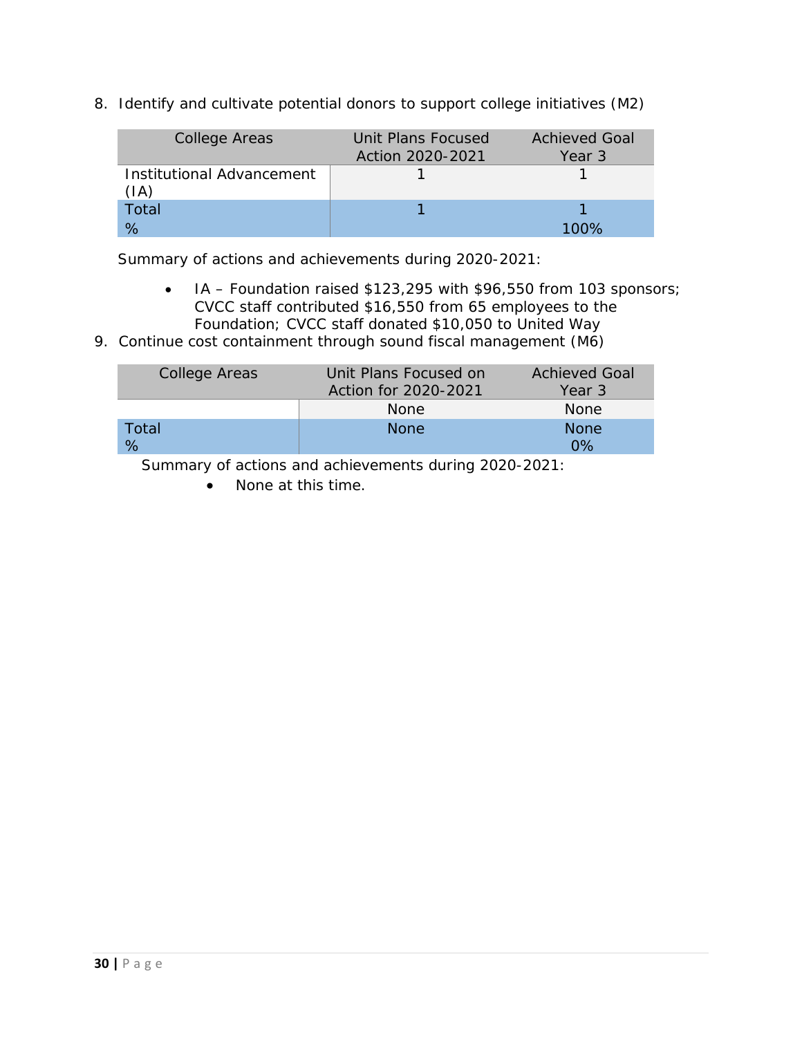8. Identify and cultivate potential donors to support college initiatives (M2)

| College Areas | Unit Plans Focused Action 2020-2021 | Achieved Goal Year 3 |
| --- | --- | --- |
| Institutional Advancement (IA) | 1 | 1 |
| Total<br>% | 1 | 1<br>100% |

Summary of actions and achievements during 2020-2021:

- IA – Foundation raised $123,295 with $96,550 from 103 sponsors; CVCC staff contributed $16,550 from 65 employees to the Foundation; CVCC staff donated $10,050 to United Way

9. Continue cost containment through sound fiscal management (M6)

| College Areas | Unit Plans Focused on Action for 2020-2021 | Achieved Goal Year 3 |
| --- | --- | --- |
| | None | None |
| Total<br>% | None | None<br>0% |

Summary of actions and achievements during 2020-2021:

- None at this time.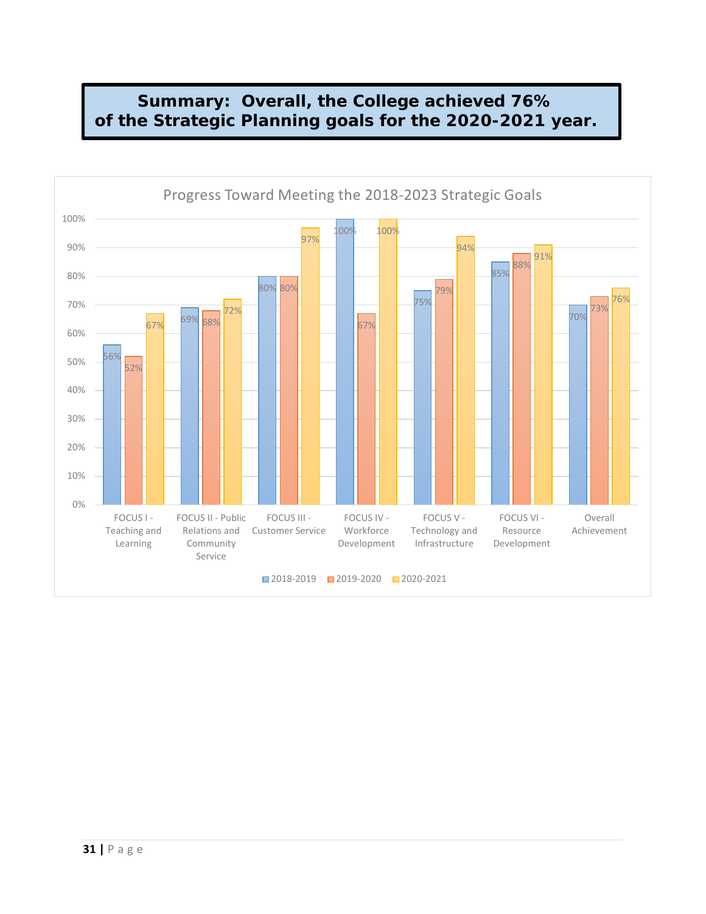**Summary: Overall, the College achieved 76% of the Strategic Planning goals for the 2020-2021 year.**

Progress Toward Meeting the 2018-2023 Strategic Goals

| | 2018-2019 | 2019-2020 | 2020-2021 |
|---|---|---|---|
| FOCUS I - Teaching and Learning | 56% | 52% | 67% |
| FOCUS II - Public Relations and Community Service | 69% | 68% | 72% |
| FOCUS III - Customer Service | 80% | 80% | 97% |
| FOCUS IV - Workforce Development | 100% | 67% | 100% |
| FOCUS V - Technology and Infrastructure | 75% | 79% | 94% |
| FOCUS VI - Resource Development | 85% | 88% | 91% |
| Overall Achievement | 70% | 73% | 76% |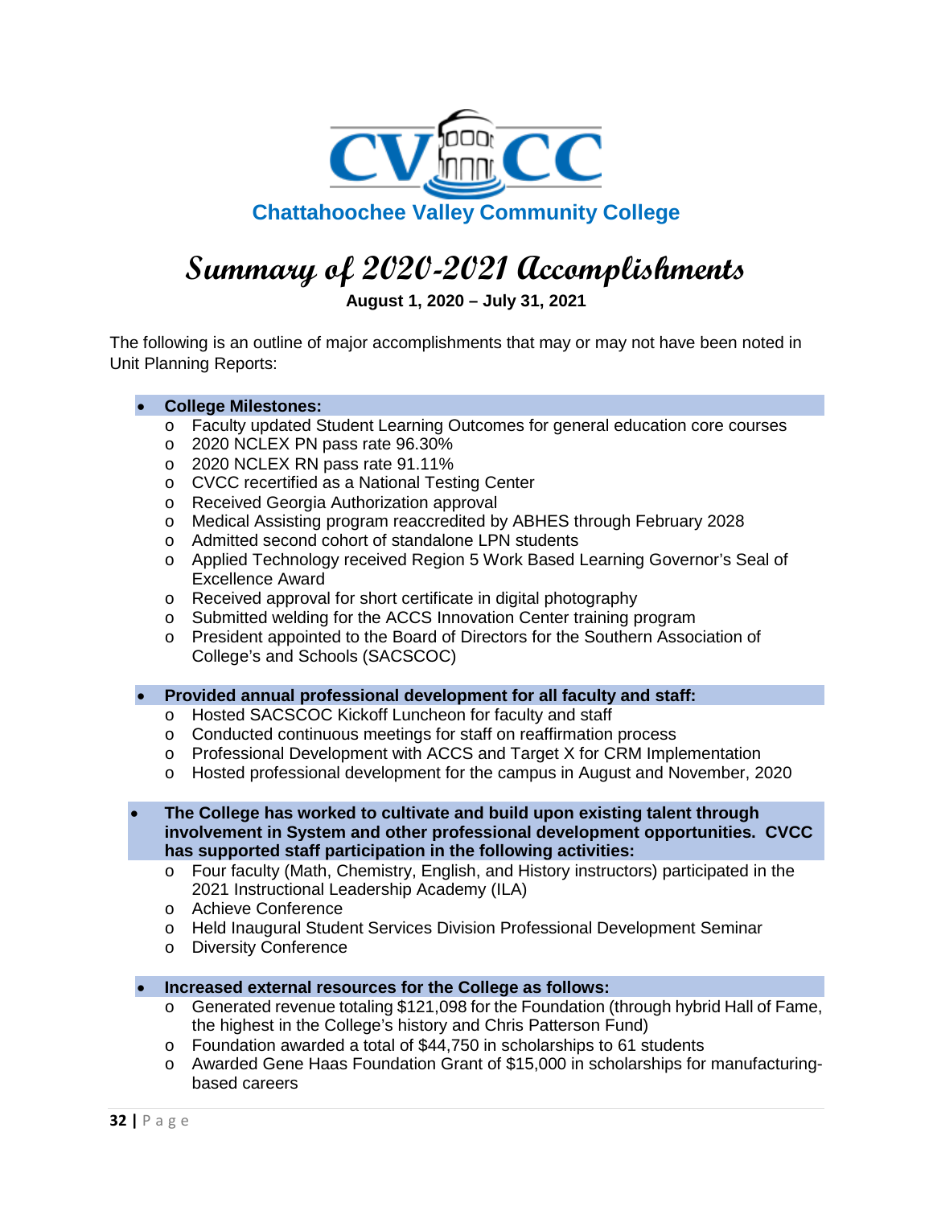**CVCC**

**Chattahoochee Valley Community College**

# Summary of 2020-2021 Accomplishments

**August 1, 2020 – July 31, 2021**

The following is an outline of major accomplishments that may or may not have been noted in Unit Planning Reports:

- **College Milestones:**
  - Faculty updated Student Learning Outcomes for general education core courses
  - 2020 NCLEX PN pass rate 96.30%
  - 2020 NCLEX RN pass rate 91.11%
  - CVCC recertified as a National Testing Center
  - Received Georgia Authorization approval
  - Medical Assisting program reaccredited by ABHES through February 2028
  - Admitted second cohort of standalone LPN students
  - Applied Technology received Region 5 Work Based Learning Governor's Seal of Excellence Award
  - Received approval for short certificate in digital photography
  - Submitted welding for the ACCS Innovation Center training program
  - President appointed to the Board of Directors for the Southern Association of College's and Schools (SACSCOC)

- **Provided annual professional development for all faculty and staff:**
  - Hosted SACSCOC Kickoff Luncheon for faculty and staff
  - Conducted continuous meetings for staff on reaffirmation process
  - Professional Development with ACCS and Target X for CRM Implementation
  - Hosted professional development for the campus in August and November, 2020

- **The College has worked to cultivate and build upon existing talent through involvement in System and other professional development opportunities. CVCC has supported staff participation in the following activities:**
  - Four faculty (Math, Chemistry, English, and History instructors) participated in the 2021 Instructional Leadership Academy (ILA)
  - Achieve Conference
  - Held Inaugural Student Services Division Professional Development Seminar
  - Diversity Conference

- **Increased external resources for the College as follows:**
  - Generated revenue totaling $121,098 for the Foundation (through hybrid Hall of Fame, the highest in the College's history and Chris Patterson Fund)
  - Foundation awarded a total of $44,750 in scholarships to 61 students
  - Awarded Gene Haas Foundation Grant of $15,000 in scholarships for manufacturing-based careers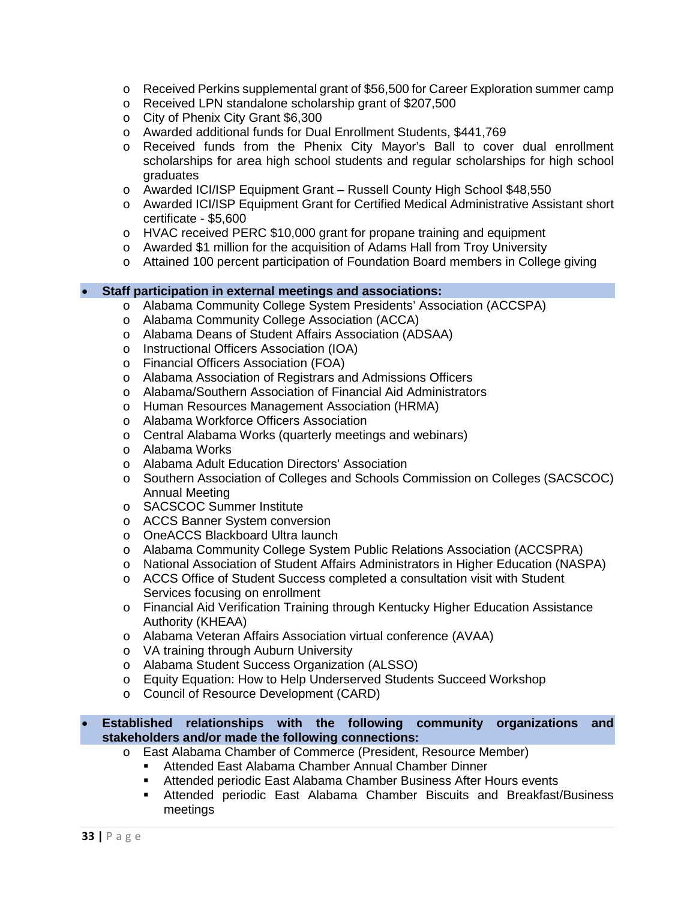- Received Perkins supplemental grant of $56,500 for Career Exploration summer camp
  - Received LPN standalone scholarship grant of $207,500
  - City of Phenix City Grant $6,300
  - Awarded additional funds for Dual Enrollment Students, $441,769
  - Received funds from the Phenix City Mayor's Ball to cover dual enrollment scholarships for area high school students and regular scholarships for high school graduates
  - Awarded ICI/ISP Equipment Grant – Russell County High School $48,550
  - Awarded ICI/ISP Equipment Grant for Certified Medical Administrative Assistant short certificate - $5,600
  - HVAC received PERC $10,000 grant for propane training and equipment
  - Awarded $1 million for the acquisition of Adams Hall from Troy University
  - Attained 100 percent participation of Foundation Board members in College giving

- **Staff participation in external meetings and associations:**
  - Alabama Community College System Presidents' Association (ACCSPA)
  - Alabama Community College Association (ACCA)
  - Alabama Deans of Student Affairs Association (ADSAA)
  - Instructional Officers Association (IOA)
  - Financial Officers Association (FOA)
  - Alabama Association of Registrars and Admissions Officers
  - Alabama/Southern Association of Financial Aid Administrators
  - Human Resources Management Association (HRMA)
  - Alabama Workforce Officers Association
  - Central Alabama Works (quarterly meetings and webinars)
  - Alabama Works
  - Alabama Adult Education Directors' Association
  - Southern Association of Colleges and Schools Commission on Colleges (SACSCOC) Annual Meeting
  - SACSCOC Summer Institute
  - ACCS Banner System conversion
  - OneACCS Blackboard Ultra launch
  - Alabama Community College System Public Relations Association (ACCSPRA)
  - National Association of Student Affairs Administrators in Higher Education (NASPA)
  - ACCS Office of Student Success completed a consultation visit with Student Services focusing on enrollment
  - Financial Aid Verification Training through Kentucky Higher Education Assistance Authority (KHEAA)
  - Alabama Veteran Affairs Association virtual conference (AVAA)
  - VA training through Auburn University
  - Alabama Student Success Organization (ALSSO)
  - Equity Equation: How to Help Underserved Students Succeed Workshop
  - Council of Resource Development (CARD)

- **Established relationships with the following community organizations and stakeholders and/or made the following connections:**
  - East Alabama Chamber of Commerce (President, Resource Member)
    - Attended East Alabama Chamber Annual Chamber Dinner
    - Attended periodic East Alabama Chamber Business After Hours events
    - Attended periodic East Alabama Chamber Biscuits and Breakfast/Business meetings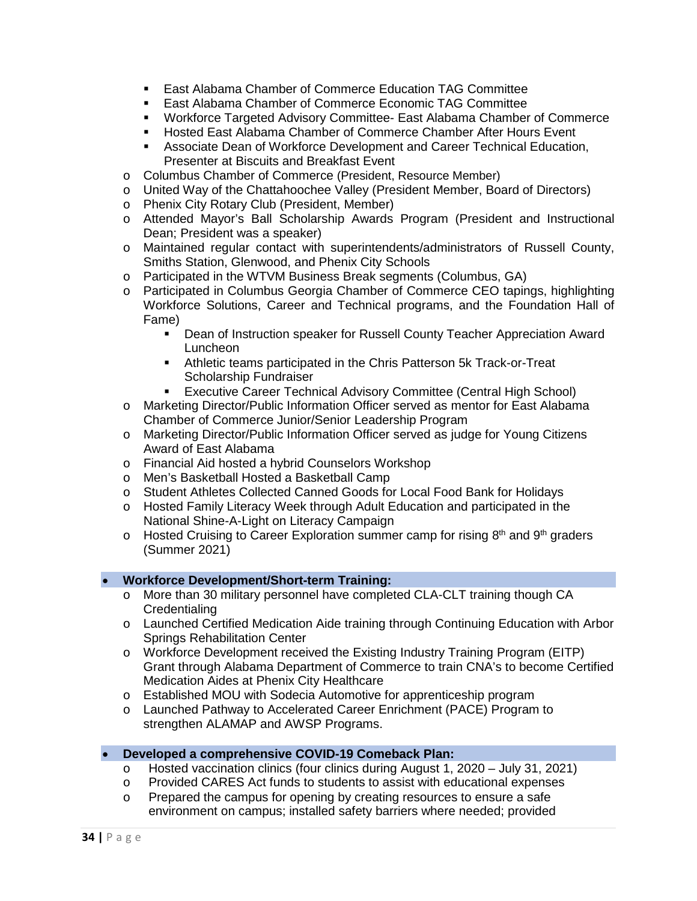- East Alabama Chamber of Commerce Education TAG Committee
        - East Alabama Chamber of Commerce Economic TAG Committee
        - Workforce Targeted Advisory Committee- East Alabama Chamber of Commerce
        - Hosted East Alabama Chamber of Commerce Chamber After Hours Event
        - Associate Dean of Workforce Development and Career Technical Education, Presenter at Biscuits and Breakfast Event
    - Columbus Chamber of Commerce (President, Resource Member)
    - United Way of the Chattahoochee Valley (President Member, Board of Directors)
    - Phenix City Rotary Club (President, Member)
    - Attended Mayor's Ball Scholarship Awards Program (President and Instructional Dean; President was a speaker)
    - Maintained regular contact with superintendents/administrators of Russell County, Smiths Station, Glenwood, and Phenix City Schools
    - Participated in the WTVM Business Break segments (Columbus, GA)
    - Participated in Columbus Georgia Chamber of Commerce CEO tapings, highlighting Workforce Solutions, Career and Technical programs, and the Foundation Hall of Fame)
        - Dean of Instruction speaker for Russell County Teacher Appreciation Award Luncheon
        - Athletic teams participated in the Chris Patterson 5k Track-or-Treat Scholarship Fundraiser
        - Executive Career Technical Advisory Committee (Central High School)
    - Marketing Director/Public Information Officer served as mentor for East Alabama Chamber of Commerce Junior/Senior Leadership Program
    - Marketing Director/Public Information Officer served as judge for Young Citizens Award of East Alabama
    - Financial Aid hosted a hybrid Counselors Workshop
    - Men's Basketball Hosted a Basketball Camp
    - Student Athletes Collected Canned Goods for Local Food Bank for Holidays
    - Hosted Family Literacy Week through Adult Education and participated in the National Shine-A-Light on Literacy Campaign
    - Hosted Cruising to Career Exploration summer camp for rising 8th and 9th graders (Summer 2021)

- **Workforce Development/Short-term Training:**
    - More than 30 military personnel have completed CLA-CLT training though CA Credentialing
    - Launched Certified Medication Aide training through Continuing Education with Arbor Springs Rehabilitation Center
    - Workforce Development received the Existing Industry Training Program (EITP) Grant through Alabama Department of Commerce to train CNA's to become Certified Medication Aides at Phenix City Healthcare
    - Established MOU with Sodecia Automotive for apprenticeship program
    - Launched Pathway to Accelerated Career Enrichment (PACE) Program to strengthen ALAMAP and AWSP Programs.

- **Developed a comprehensive COVID-19 Comeback Plan:**
    - Hosted vaccination clinics (four clinics during August 1, 2020 – July 31, 2021)
    - Provided CARES Act funds to students to assist with educational expenses
    - Prepared the campus for opening by creating resources to ensure a safe environment on campus; installed safety barriers where needed; provided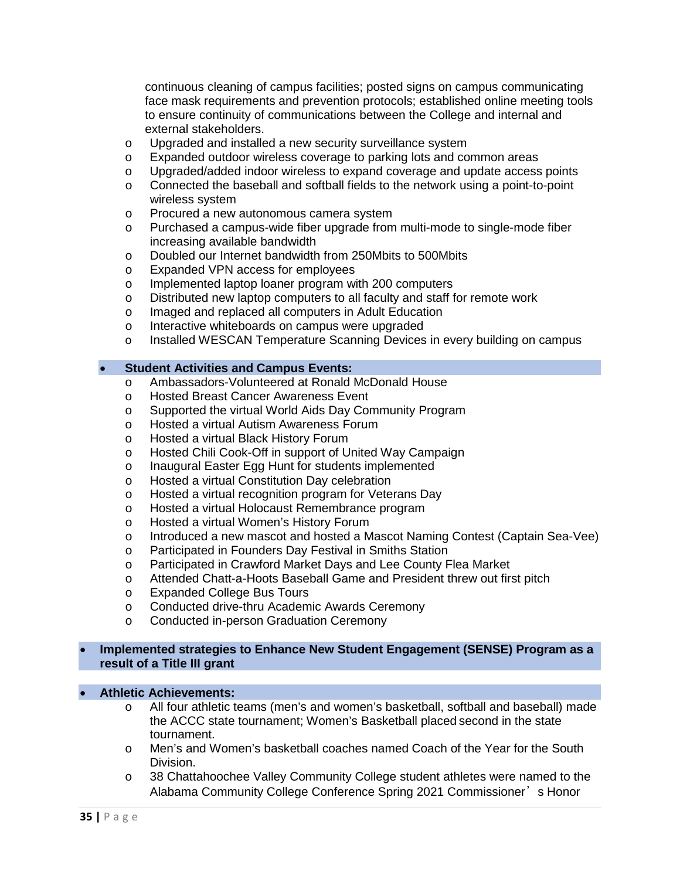continuous cleaning of campus facilities; posted signs on campus communicating face mask requirements and prevention protocols; established online meeting tools to ensure continuity of communications between the College and internal and external stakeholders.

  - Upgraded and installed a new security surveillance system
  - Expanded outdoor wireless coverage to parking lots and common areas
  - Upgraded/added indoor wireless to expand coverage and update access points
  - Connected the baseball and softball fields to the network using a point-to-point wireless system
  - Procured a new autonomous camera system
  - Purchased a campus-wide fiber upgrade from multi-mode to single-mode fiber increasing available bandwidth
  - Doubled our Internet bandwidth from 250Mbits to 500Mbits
  - Expanded VPN access for employees
  - Implemented laptop loaner program with 200 computers
  - Distributed new laptop computers to all faculty and staff for remote work
  - Imaged and replaced all computers in Adult Education
  - Interactive whiteboards on campus were upgraded
  - Installed WESCAN Temperature Scanning Devices in every building on campus

- **Student Activities and Campus Events:**
  - Ambassadors-Volunteered at Ronald McDonald House
  - Hosted Breast Cancer Awareness Event
  - Supported the virtual World Aids Day Community Program
  - Hosted a virtual Autism Awareness Forum
  - Hosted a virtual Black History Forum
  - Hosted Chili Cook-Off in support of United Way Campaign
  - Inaugural Easter Egg Hunt for students implemented
  - Hosted a virtual Constitution Day celebration
  - Hosted a virtual recognition program for Veterans Day
  - Hosted a virtual Holocaust Remembrance program
  - Hosted a virtual Women's History Forum
  - Introduced a new mascot and hosted a Mascot Naming Contest (Captain Sea-Vee)
  - Participated in Founders Day Festival in Smiths Station
  - Participated in Crawford Market Days and Lee County Flea Market
  - Attended Chatt-a-Hoots Baseball Game and President threw out first pitch
  - Expanded College Bus Tours
  - Conducted drive-thru Academic Awards Ceremony
  - Conducted in-person Graduation Ceremony

- **Implemented strategies to Enhance New Student Engagement (SENSE) Program as a result of a Title III grant**

- **Athletic Achievements:**
  - All four athletic teams (men's and women's basketball, softball and baseball) made the ACCC state tournament; Women's Basketball placed second in the state tournament.
  - Men's and Women's basketball coaches named Coach of the Year for the South Division.
  - 38 Chattahoochee Valley Community College student athletes were named to the Alabama Community College Conference Spring 2021 Commissioner's Honor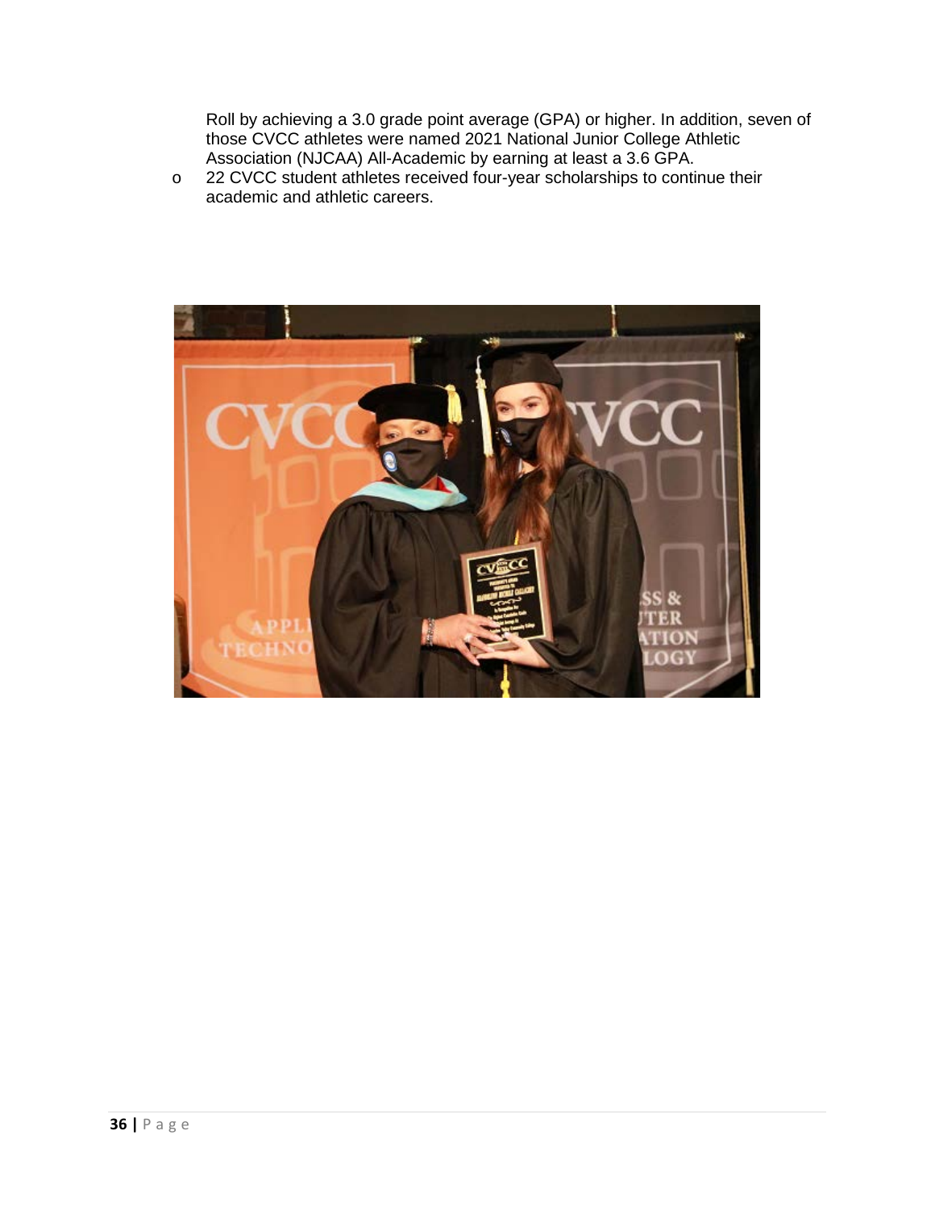Roll by achieving a 3.0 grade point average (GPA) or higher. In addition, seven of those CVCC athletes were named 2021 National Junior College Athletic Association (NJCAA) All-Academic by earning at least a 3.6 GPA.

- 22 CVCC student athletes received four-year scholarships to continue their academic and athletic careers.